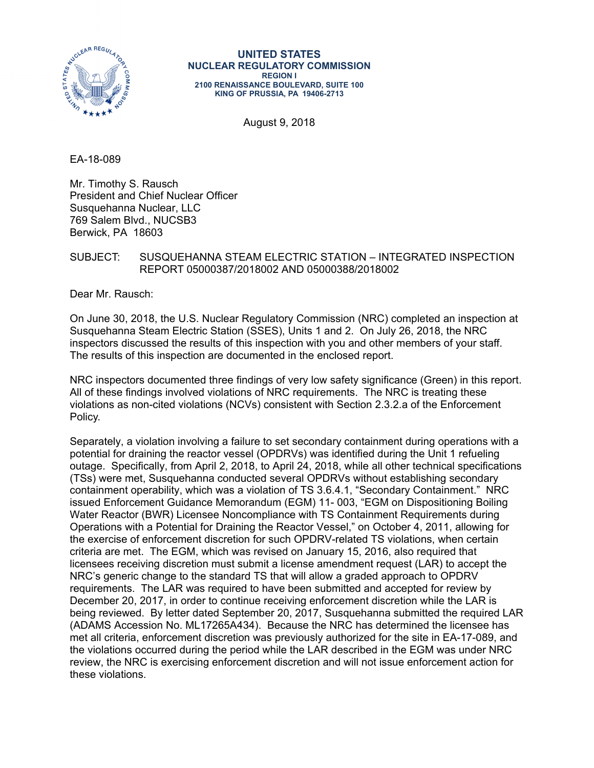**UNITED STATES**
**NUCLEAR REGULATORY COMMISSION**
**REGION I**
**2100 RENAISSANCE BOULEVARD, SUITE 100**
**KING OF PRUSSIA, PA 19406-2713**

August 9, 2018

EA-18-089

Mr. Timothy S. Rausch
President and Chief Nuclear Officer
Susquehanna Nuclear, LLC
769 Salem Blvd., NUCSB3
Berwick, PA 18603

SUBJECT: SUSQUEHANNA STEAM ELECTRIC STATION – INTEGRATED INSPECTION REPORT 05000387/2018002 AND 05000388/2018002

Dear Mr. Rausch:

On June 30, 2018, the U.S. Nuclear Regulatory Commission (NRC) completed an inspection at Susquehanna Steam Electric Station (SSES), Units 1 and 2. On July 26, 2018, the NRC inspectors discussed the results of this inspection with you and other members of your staff. The results of this inspection are documented in the enclosed report.

NRC inspectors documented three findings of very low safety significance (Green) in this report. All of these findings involved violations of NRC requirements. The NRC is treating these violations as non-cited violations (NCVs) consistent with Section 2.3.2.a of the Enforcement Policy.

Separately, a violation involving a failure to set secondary containment during operations with a potential for draining the reactor vessel (OPDRVs) was identified during the Unit 1 refueling outage. Specifically, from April 2, 2018, to April 24, 2018, while all other technical specifications (TSs) were met, Susquehanna conducted several OPDRVs without establishing secondary containment operability, which was a violation of TS 3.6.4.1, "Secondary Containment." NRC issued Enforcement Guidance Memorandum (EGM) 11- 003, "EGM on Dispositioning Boiling Water Reactor (BWR) Licensee Noncompliance with TS Containment Requirements during Operations with a Potential for Draining the Reactor Vessel," on October 4, 2011, allowing for the exercise of enforcement discretion for such OPDRV-related TS violations, when certain criteria are met. The EGM, which was revised on January 15, 2016, also required that licensees receiving discretion must submit a license amendment request (LAR) to accept the NRC's generic change to the standard TS that will allow a graded approach to OPDRV requirements. The LAR was required to have been submitted and accepted for review by December 20, 2017, in order to continue receiving enforcement discretion while the LAR is being reviewed. By letter dated September 20, 2017, Susquehanna submitted the required LAR (ADAMS Accession No. ML17265A434). Because the NRC has determined the licensee has met all criteria, enforcement discretion was previously authorized for the site in EA-17-089, and the violations occurred during the period while the LAR described in the EGM was under NRC review, the NRC is exercising enforcement discretion and will not issue enforcement action for these violations.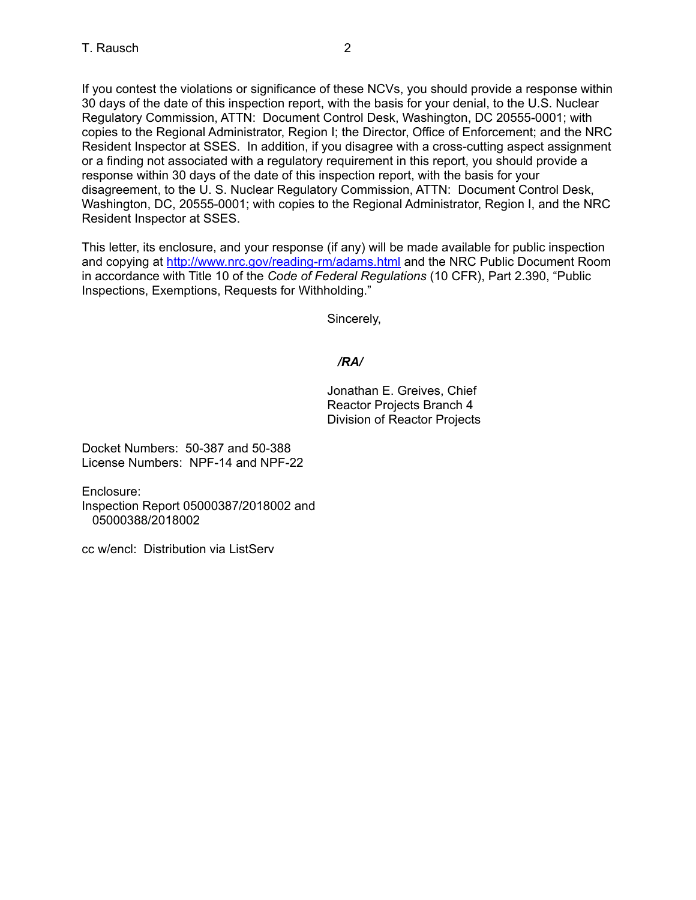If you contest the violations or significance of these NCVs, you should provide a response within 30 days of the date of this inspection report, with the basis for your denial, to the U.S. Nuclear Regulatory Commission, ATTN: Document Control Desk, Washington, DC 20555-0001; with copies to the Regional Administrator, Region I; the Director, Office of Enforcement; and the NRC Resident Inspector at SSES. In addition, if you disagree with a cross-cutting aspect assignment or a finding not associated with a regulatory requirement in this report, you should provide a response within 30 days of the date of this inspection report, with the basis for your disagreement, to the U. S. Nuclear Regulatory Commission, ATTN: Document Control Desk, Washington, DC, 20555-0001; with copies to the Regional Administrator, Region I, and the NRC Resident Inspector at SSES.

This letter, its enclosure, and your response (if any) will be made available for public inspection and copying at http://www.nrc.gov/reading-rm/adams.html and the NRC Public Document Room in accordance with Title 10 of the *Code of Federal Regulations* (10 CFR), Part 2.390, "Public Inspections, Exemptions, Requests for Withholding."

Sincerely,

***/RA/***

Jonathan E. Greives, Chief
Reactor Projects Branch 4
Division of Reactor Projects

Docket Numbers: 50-387 and 50-388
License Numbers: NPF-14 and NPF-22

Enclosure:
Inspection Report 05000387/2018002 and
05000388/2018002

cc w/encl: Distribution via ListServ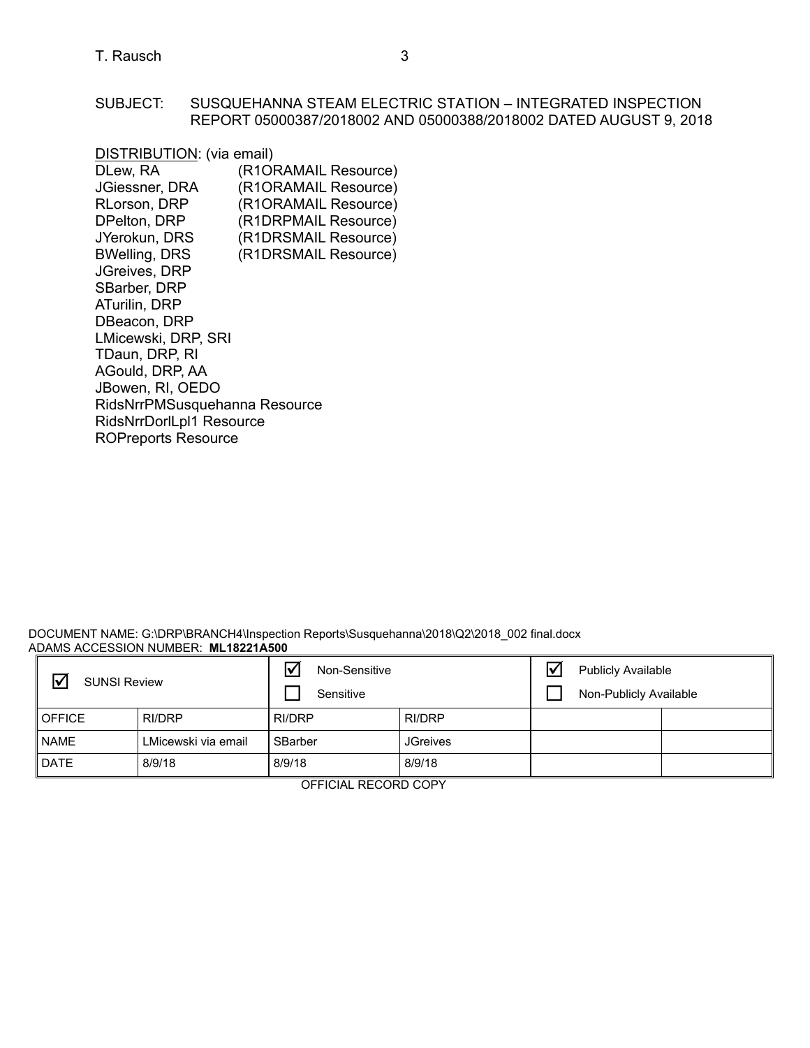SUBJECT: SUSQUEHANNA STEAM ELECTRIC STATION – INTEGRATED INSPECTION REPORT 05000387/2018002 AND 05000388/2018002 DATED AUGUST 9, 2018

DISTRIBUTION: (via email)

DLew, RA (R1ORAMAIL Resource)
JGiessner, DRA (R1ORAMAIL Resource)
RLorson, DRP (R1ORAMAIL Resource)
DPelton, DRP (R1DRPMAIL Resource)
JYerokun, DRS (R1DRSMAIL Resource)
BWelling, DRS (R1DRSMAIL Resource)
JGreives, DRP
SBarber, DRP
ATurilin, DRP
DBeacon, DRP
LMicewski, DRP, SRI
TDaun, DRP, RI
AGould, DRP, AA
JBowen, RI, OEDO
RidsNrrPMSusquehanna Resource
RidsNrrDorlLpl1 Resource
ROPreports Resource

DOCUMENT NAME: G:\DRP\BRANCH4\Inspection Reports\Susquehanna\2018\Q2\2018_002 final.docx
ADAMS ACCESSION NUMBER: **ML18221A500**

| ☑ SUNSI Review | | ☑ Non-Sensitive ☐ Sensitive | | ☑ Publicly Available ☐ Non-Publicly Available | |
|---|---|---|---|---|---|
| OFFICE | RI/DRP | RI/DRP | RI/DRP | | |
| NAME | LMicewski via email | SBarber | JGreives | | |
| DATE | 8/9/18 | 8/9/18 | 8/9/18 | | |

OFFICIAL RECORD COPY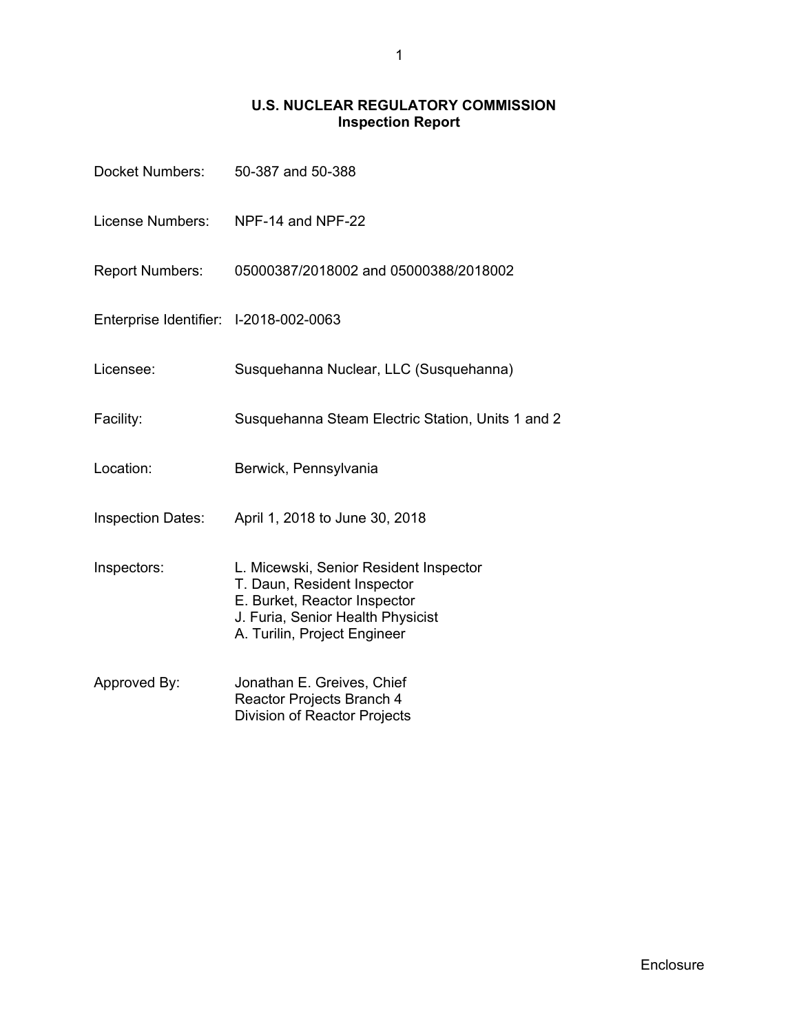# U.S. NUCLEAR REGULATORY COMMISSION
## Inspection Report

| | |
|---|---|
| Docket Numbers: | 50-387 and 50-388 |
| License Numbers: | NPF-14 and NPF-22 |
| Report Numbers: | 05000387/2018002 and 05000388/2018002 |
| Enterprise Identifier: | I-2018-002-0063 |
| Licensee: | Susquehanna Nuclear, LLC (Susquehanna) |
| Facility: | Susquehanna Steam Electric Station, Units 1 and 2 |
| Location: | Berwick, Pennsylvania |
| Inspection Dates: | April 1, 2018 to June 30, 2018 |
| Inspectors: | L. Micewski, Senior Resident Inspector<br>T. Daun, Resident Inspector<br>E. Burket, Reactor Inspector<br>J. Furia, Senior Health Physicist<br>A. Turilin, Project Engineer |
| Approved By: | Jonathan E. Greives, Chief<br>Reactor Projects Branch 4<br>Division of Reactor Projects |

Enclosure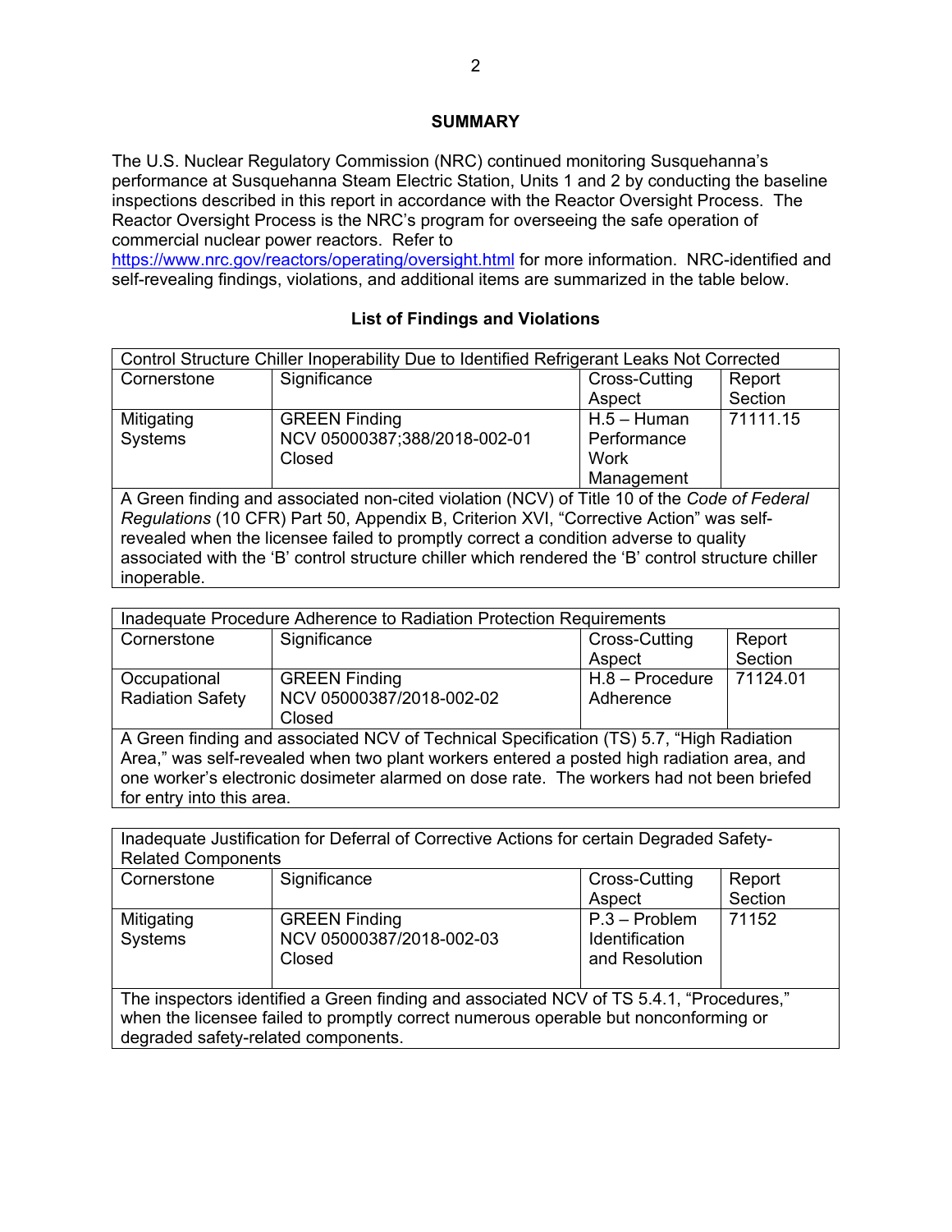## SUMMARY

The U.S. Nuclear Regulatory Commission (NRC) continued monitoring Susquehanna's performance at Susquehanna Steam Electric Station, Units 1 and 2 by conducting the baseline inspections described in this report in accordance with the Reactor Oversight Process. The Reactor Oversight Process is the NRC's program for overseeing the safe operation of commercial nuclear power reactors. Refer to https://www.nrc.gov/reactors/operating/oversight.html for more information. NRC-identified and self-revealing findings, violations, and additional items are summarized in the table below.

### List of Findings and Violations

| Control Structure Chiller Inoperability Due to Identified Refrigerant Leaks Not Corrected | | | |
|---|---|---|---|
| Cornerstone | Significance | Cross-Cutting Aspect | Report Section |
| Mitigating Systems | GREEN Finding<br>NCV 05000387;388/2018-002-01<br>Closed | H.5 – Human Performance Work Management | 71111.15 |
| A Green finding and associated non-cited violation (NCV) of Title 10 of the *Code of Federal Regulations* (10 CFR) Part 50, Appendix B, Criterion XVI, "Corrective Action" was self-revealed when the licensee failed to promptly correct a condition adverse to quality associated with the 'B' control structure chiller which rendered the 'B' control structure chiller inoperable. | | | |

| Inadequate Procedure Adherence to Radiation Protection Requirements | | | |
|---|---|---|---|
| Cornerstone | Significance | Cross-Cutting Aspect | Report Section |
| Occupational Radiation Safety | GREEN Finding<br>NCV 05000387/2018-002-02<br>Closed | H.8 – Procedure Adherence | 71124.01 |
| A Green finding and associated NCV of Technical Specification (TS) 5.7, "High Radiation Area," was self-revealed when two plant workers entered a posted high radiation area, and one worker's electronic dosimeter alarmed on dose rate. The workers had not been briefed for entry into this area. | | | |

| Inadequate Justification for Deferral of Corrective Actions for certain Degraded Safety-Related Components | | | |
|---|---|---|---|
| Cornerstone | Significance | Cross-Cutting Aspect | Report Section |
| Mitigating Systems | GREEN Finding<br>NCV 05000387/2018-002-03<br>Closed | P.3 – Problem Identification and Resolution | 71152 |
| The inspectors identified a Green finding and associated NCV of TS 5.4.1, "Procedures," when the licensee failed to promptly correct numerous operable but nonconforming or degraded safety-related components. | | | |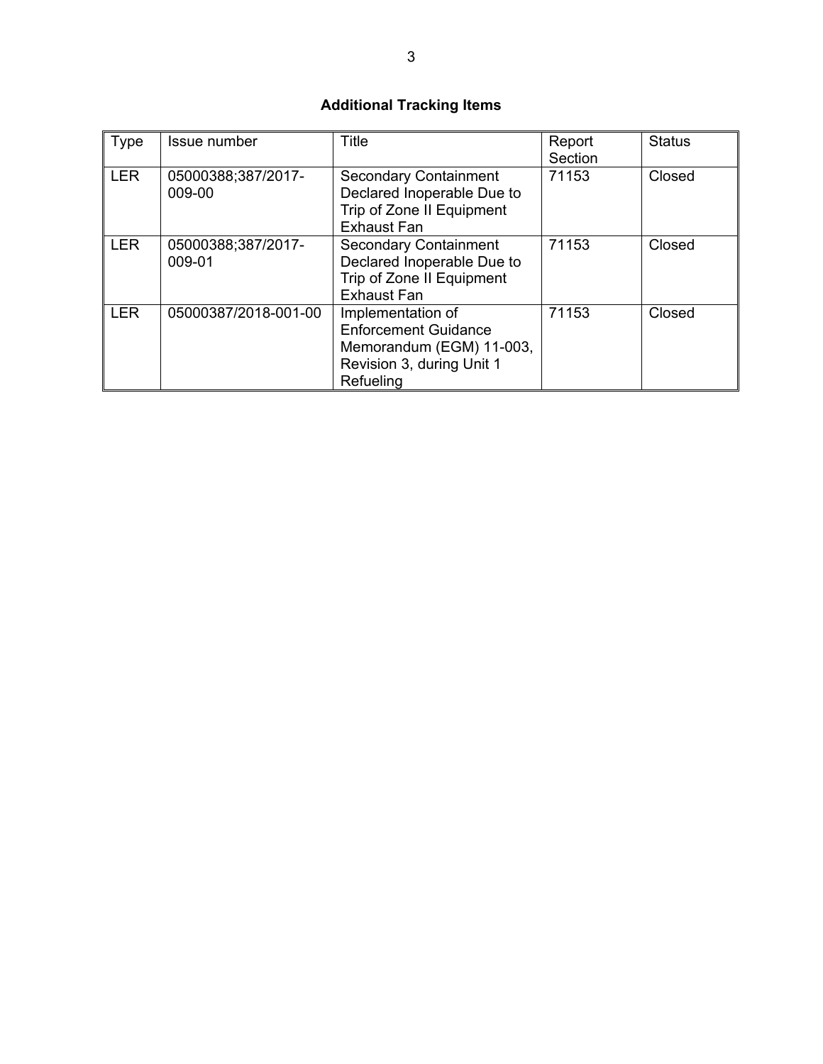**Additional Tracking Items**

| Type | Issue number | Title | Report Section | Status |
|---|---|---|---|---|
| LER | 05000388;387/2017-009-00 | Secondary Containment Declared Inoperable Due to Trip of Zone II Equipment Exhaust Fan | 71153 | Closed |
| LER | 05000388;387/2017-009-01 | Secondary Containment Declared Inoperable Due to Trip of Zone II Equipment Exhaust Fan | 71153 | Closed |
| LER | 05000387/2018-001-00 | Implementation of Enforcement Guidance Memorandum (EGM) 11-003, Revision 3, during Unit 1 Refueling | 71153 | Closed |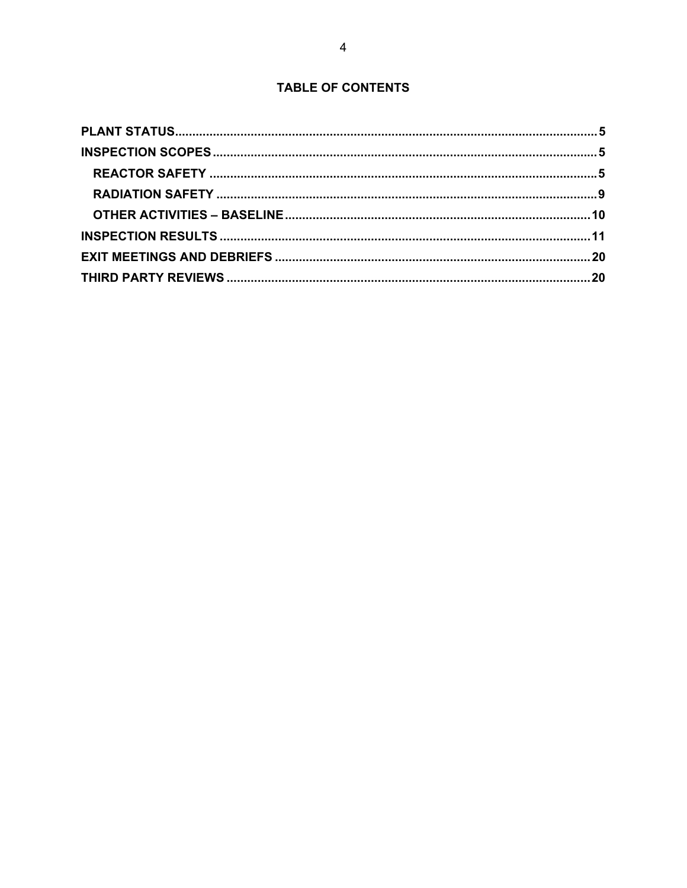## TABLE OF CONTENTS

PLANT STATUS ..... 5

INSPECTION SCOPES ..... 5

- REACTOR SAFETY ..... 5
- RADIATION SAFETY ..... 9
- OTHER ACTIVITIES – BASELINE ..... 10

INSPECTION RESULTS ..... 11

EXIT MEETINGS AND DEBRIEFS ..... 20

THIRD PARTY REVIEWS ..... 20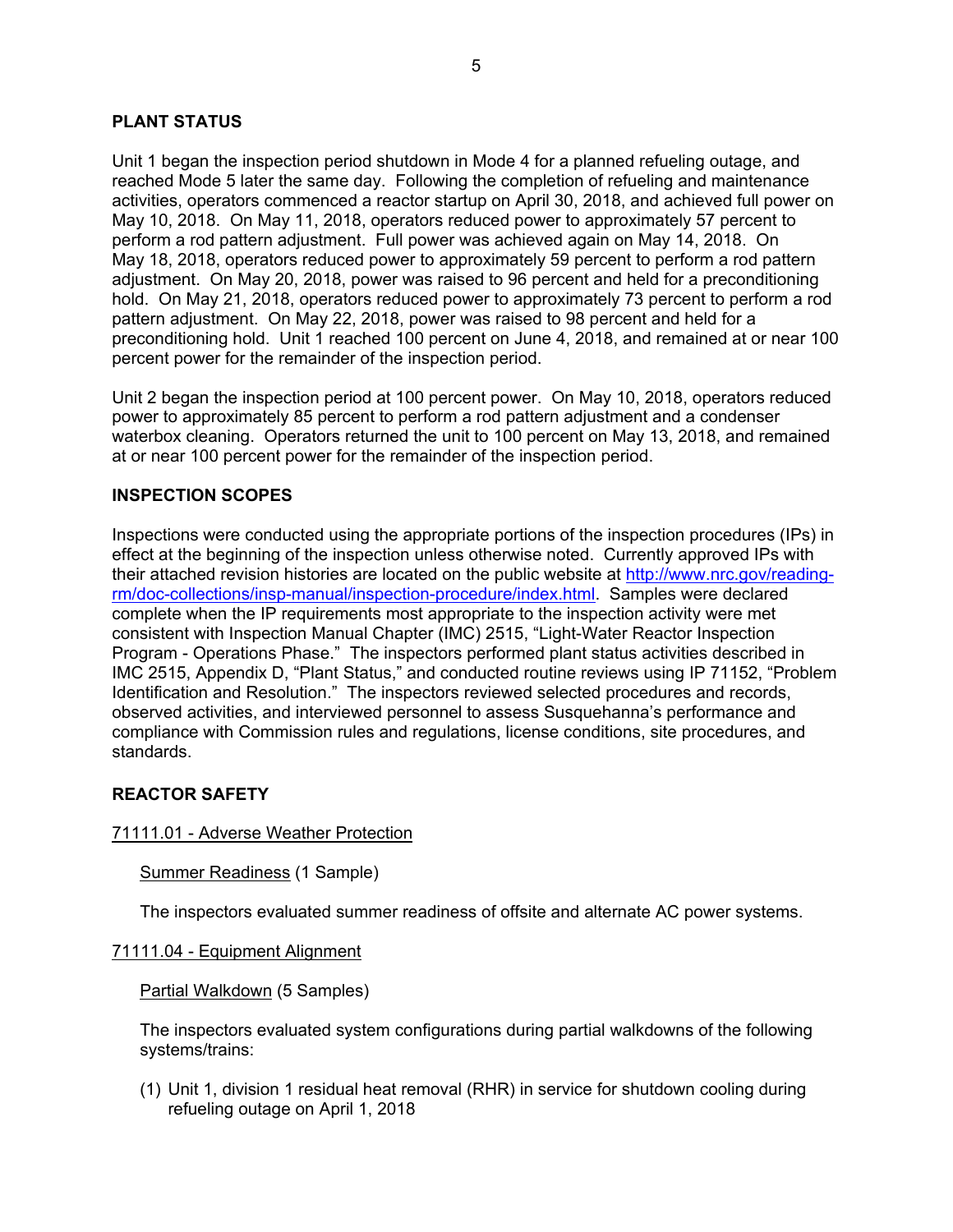## PLANT STATUS

Unit 1 began the inspection period shutdown in Mode 4 for a planned refueling outage, and reached Mode 5 later the same day. Following the completion of refueling and maintenance activities, operators commenced a reactor startup on April 30, 2018, and achieved full power on May 10, 2018. On May 11, 2018, operators reduced power to approximately 57 percent to perform a rod pattern adjustment. Full power was achieved again on May 14, 2018. On May 18, 2018, operators reduced power to approximately 59 percent to perform a rod pattern adjustment. On May 20, 2018, power was raised to 96 percent and held for a preconditioning hold. On May 21, 2018, operators reduced power to approximately 73 percent to perform a rod pattern adjustment. On May 22, 2018, power was raised to 98 percent and held for a preconditioning hold. Unit 1 reached 100 percent on June 4, 2018, and remained at or near 100 percent power for the remainder of the inspection period.

Unit 2 began the inspection period at 100 percent power. On May 10, 2018, operators reduced power to approximately 85 percent to perform a rod pattern adjustment and a condenser waterbox cleaning. Operators returned the unit to 100 percent on May 13, 2018, and remained at or near 100 percent power for the remainder of the inspection period.

## INSPECTION SCOPES

Inspections were conducted using the appropriate portions of the inspection procedures (IPs) in effect at the beginning of the inspection unless otherwise noted. Currently approved IPs with their attached revision histories are located on the public website at http://www.nrc.gov/reading-rm/doc-collections/insp-manual/inspection-procedure/index.html. Samples were declared complete when the IP requirements most appropriate to the inspection activity were met consistent with Inspection Manual Chapter (IMC) 2515, "Light-Water Reactor Inspection Program - Operations Phase." The inspectors performed plant status activities described in IMC 2515, Appendix D, "Plant Status," and conducted routine reviews using IP 71152, "Problem Identification and Resolution." The inspectors reviewed selected procedures and records, observed activities, and interviewed personnel to assess Susquehanna's performance and compliance with Commission rules and regulations, license conditions, site procedures, and standards.

## REACTOR SAFETY

### 71111.01 - Adverse Weather Protection

#### Summer Readiness (1 Sample)

The inspectors evaluated summer readiness of offsite and alternate AC power systems.

### 71111.04 - Equipment Alignment

#### Partial Walkdown (5 Samples)

The inspectors evaluated system configurations during partial walkdowns of the following systems/trains:

(1) Unit 1, division 1 residual heat removal (RHR) in service for shutdown cooling during refueling outage on April 1, 2018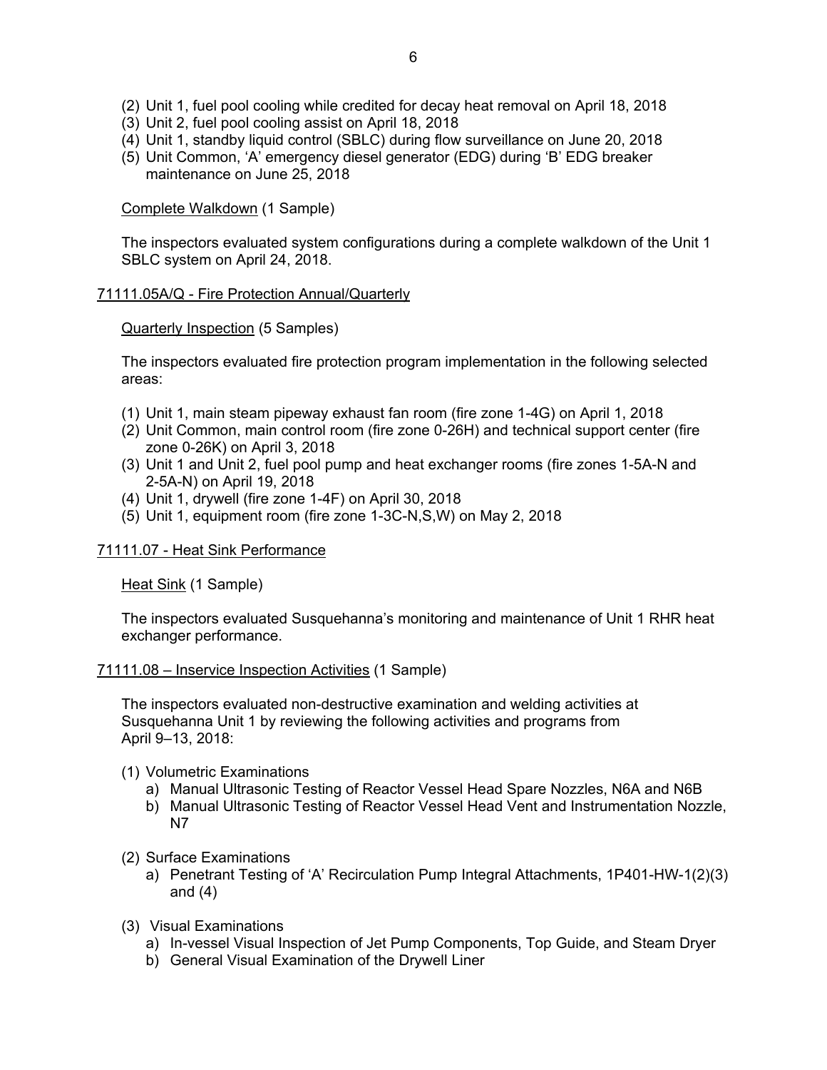(2) Unit 1, fuel pool cooling while credited for decay heat removal on April 18, 2018
(3) Unit 2, fuel pool cooling assist on April 18, 2018
(4) Unit 1, standby liquid control (SBLC) during flow surveillance on June 20, 2018
(5) Unit Common, 'A' emergency diesel generator (EDG) during 'B' EDG breaker maintenance on June 25, 2018

Complete Walkdown (1 Sample)

The inspectors evaluated system configurations during a complete walkdown of the Unit 1 SBLC system on April 24, 2018.

## 71111.05A/Q - Fire Protection Annual/Quarterly

Quarterly Inspection (5 Samples)

The inspectors evaluated fire protection program implementation in the following selected areas:

(1) Unit 1, main steam pipeway exhaust fan room (fire zone 1-4G) on April 1, 2018
(2) Unit Common, main control room (fire zone 0-26H) and technical support center (fire zone 0-26K) on April 3, 2018
(3) Unit 1 and Unit 2, fuel pool pump and heat exchanger rooms (fire zones 1-5A-N and 2-5A-N) on April 19, 2018
(4) Unit 1, drywell (fire zone 1-4F) on April 30, 2018
(5) Unit 1, equipment room (fire zone 1-3C-N,S,W) on May 2, 2018

## 71111.07 - Heat Sink Performance

Heat Sink (1 Sample)

The inspectors evaluated Susquehanna's monitoring and maintenance of Unit 1 RHR heat exchanger performance.

## 71111.08 – Inservice Inspection Activities (1 Sample)

The inspectors evaluated non-destructive examination and welding activities at Susquehanna Unit 1 by reviewing the following activities and programs from April 9–13, 2018:

(1) Volumetric Examinations
   a) Manual Ultrasonic Testing of Reactor Vessel Head Spare Nozzles, N6A and N6B
   b) Manual Ultrasonic Testing of Reactor Vessel Head Vent and Instrumentation Nozzle, N7

(2) Surface Examinations
   a) Penetrant Testing of 'A' Recirculation Pump Integral Attachments, 1P401-HW-1(2)(3) and (4)

(3) Visual Examinations
   a) In-vessel Visual Inspection of Jet Pump Components, Top Guide, and Steam Dryer
   b) General Visual Examination of the Drywell Liner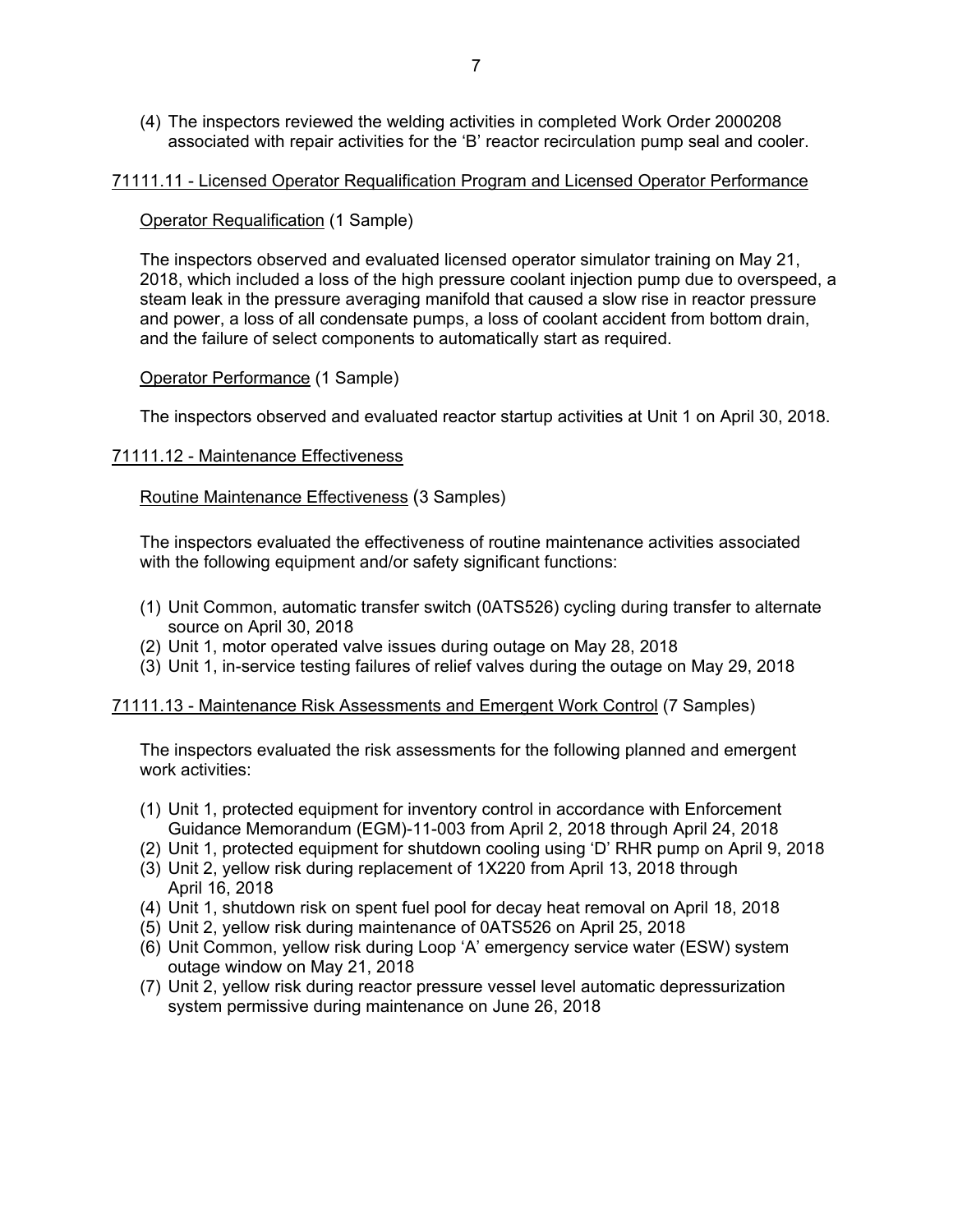(4) The inspectors reviewed the welding activities in completed Work Order 2000208 associated with repair activities for the 'B' reactor recirculation pump seal and cooler.

## 71111.11 - Licensed Operator Requalification Program and Licensed Operator Performance

### Operator Requalification (1 Sample)

The inspectors observed and evaluated licensed operator simulator training on May 21, 2018, which included a loss of the high pressure coolant injection pump due to overspeed, a steam leak in the pressure averaging manifold that caused a slow rise in reactor pressure and power, a loss of all condensate pumps, a loss of coolant accident from bottom drain, and the failure of select components to automatically start as required.

### Operator Performance (1 Sample)

The inspectors observed and evaluated reactor startup activities at Unit 1 on April 30, 2018.

## 71111.12 - Maintenance Effectiveness

### Routine Maintenance Effectiveness (3 Samples)

The inspectors evaluated the effectiveness of routine maintenance activities associated with the following equipment and/or safety significant functions:

(1) Unit Common, automatic transfer switch (0ATS526) cycling during transfer to alternate source on April 30, 2018
(2) Unit 1, motor operated valve issues during outage on May 28, 2018
(3) Unit 1, in-service testing failures of relief valves during the outage on May 29, 2018

## 71111.13 - Maintenance Risk Assessments and Emergent Work Control (7 Samples)

The inspectors evaluated the risk assessments for the following planned and emergent work activities:

(1) Unit 1, protected equipment for inventory control in accordance with Enforcement Guidance Memorandum (EGM)-11-003 from April 2, 2018 through April 24, 2018
(2) Unit 1, protected equipment for shutdown cooling using 'D' RHR pump on April 9, 2018
(3) Unit 2, yellow risk during replacement of 1X220 from April 13, 2018 through April 16, 2018
(4) Unit 1, shutdown risk on spent fuel pool for decay heat removal on April 18, 2018
(5) Unit 2, yellow risk during maintenance of 0ATS526 on April 25, 2018
(6) Unit Common, yellow risk during Loop 'A' emergency service water (ESW) system outage window on May 21, 2018
(7) Unit 2, yellow risk during reactor pressure vessel level automatic depressurization system permissive during maintenance on June 26, 2018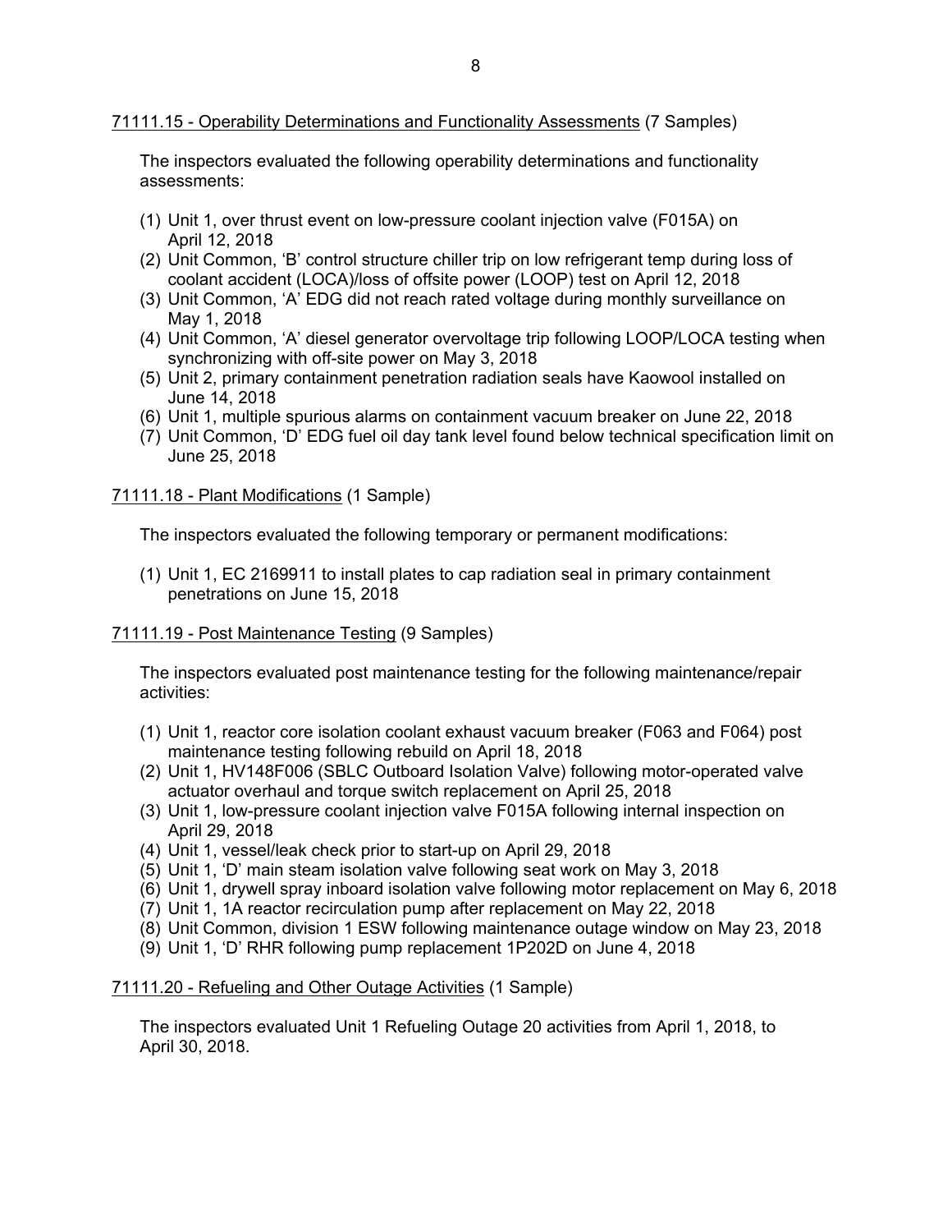71111.15 - Operability Determinations and Functionality Assessments (7 Samples)

The inspectors evaluated the following operability determinations and functionality assessments:

(1) Unit 1, over thrust event on low-pressure coolant injection valve (F015A) on April 12, 2018
(2) Unit Common, 'B' control structure chiller trip on low refrigerant temp during loss of coolant accident (LOCA)/loss of offsite power (LOOP) test on April 12, 2018
(3) Unit Common, 'A' EDG did not reach rated voltage during monthly surveillance on May 1, 2018
(4) Unit Common, 'A' diesel generator overvoltage trip following LOOP/LOCA testing when synchronizing with off-site power on May 3, 2018
(5) Unit 2, primary containment penetration radiation seals have Kaowool installed on June 14, 2018
(6) Unit 1, multiple spurious alarms on containment vacuum breaker on June 22, 2018
(7) Unit Common, 'D' EDG fuel oil day tank level found below technical specification limit on June 25, 2018

71111.18 - Plant Modifications (1 Sample)

The inspectors evaluated the following temporary or permanent modifications:

(1) Unit 1, EC 2169911 to install plates to cap radiation seal in primary containment penetrations on June 15, 2018

71111.19 - Post Maintenance Testing (9 Samples)

The inspectors evaluated post maintenance testing for the following maintenance/repair activities:

(1) Unit 1, reactor core isolation coolant exhaust vacuum breaker (F063 and F064) post maintenance testing following rebuild on April 18, 2018
(2) Unit 1, HV148F006 (SBLC Outboard Isolation Valve) following motor-operated valve actuator overhaul and torque switch replacement on April 25, 2018
(3) Unit 1, low-pressure coolant injection valve F015A following internal inspection on April 29, 2018
(4) Unit 1, vessel/leak check prior to start-up on April 29, 2018
(5) Unit 1, 'D' main steam isolation valve following seat work on May 3, 2018
(6) Unit 1, drywell spray inboard isolation valve following motor replacement on May 6, 2018
(7) Unit 1, 1A reactor recirculation pump after replacement on May 22, 2018
(8) Unit Common, division 1 ESW following maintenance outage window on May 23, 2018
(9) Unit 1, 'D' RHR following pump replacement 1P202D on June 4, 2018

71111.20 - Refueling and Other Outage Activities (1 Sample)

The inspectors evaluated Unit 1 Refueling Outage 20 activities from April 1, 2018, to April 30, 2018.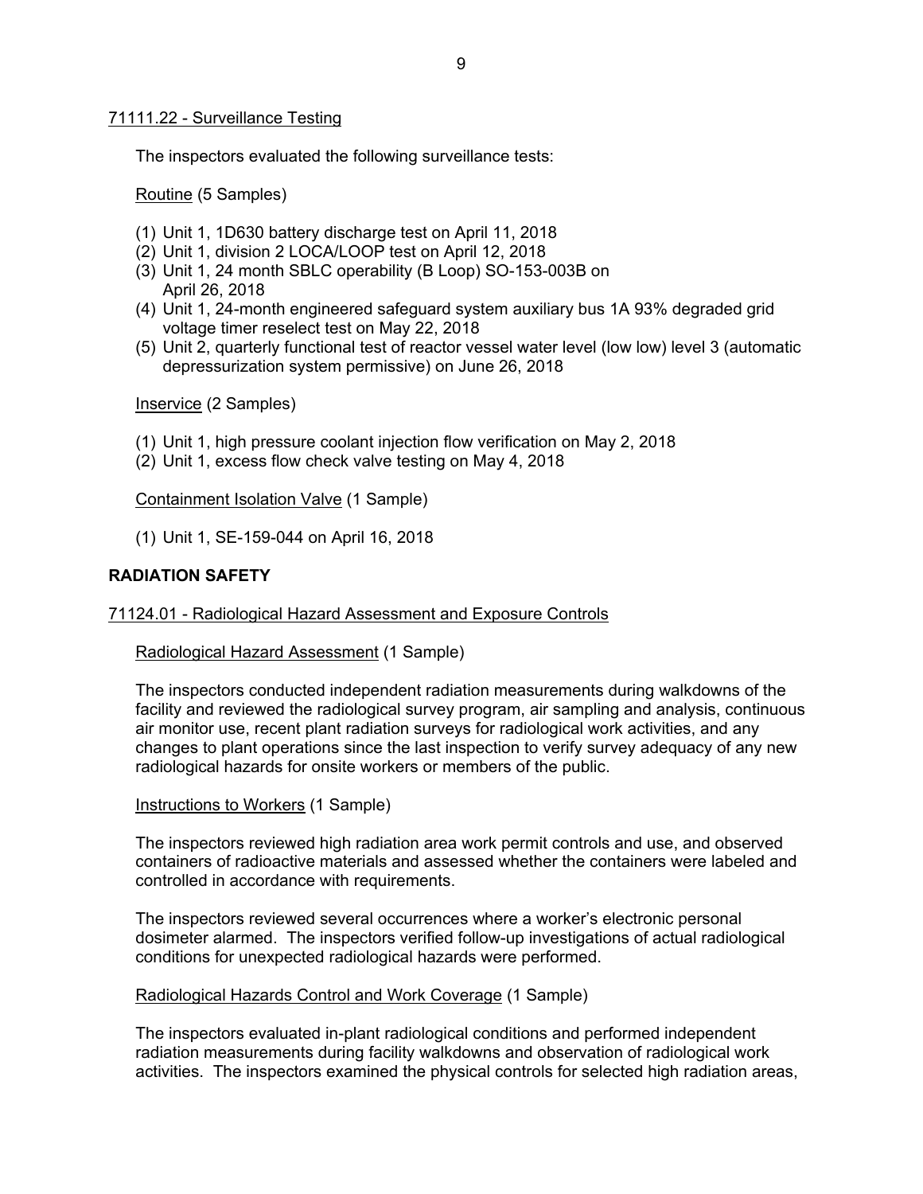71111.22 - Surveillance Testing

The inspectors evaluated the following surveillance tests:

Routine (5 Samples)

(1) Unit 1, 1D630 battery discharge test on April 11, 2018
(2) Unit 1, division 2 LOCA/LOOP test on April 12, 2018
(3) Unit 1, 24 month SBLC operability (B Loop) SO-153-003B on April 26, 2018
(4) Unit 1, 24-month engineered safeguard system auxiliary bus 1A 93% degraded grid voltage timer reselect test on May 22, 2018
(5) Unit 2, quarterly functional test of reactor vessel water level (low low) level 3 (automatic depressurization system permissive) on June 26, 2018

Inservice (2 Samples)

(1) Unit 1, high pressure coolant injection flow verification on May 2, 2018
(2) Unit 1, excess flow check valve testing on May 4, 2018

Containment Isolation Valve (1 Sample)

(1) Unit 1, SE-159-044 on April 16, 2018

## RADIATION SAFETY

71124.01 - Radiological Hazard Assessment and Exposure Controls

Radiological Hazard Assessment (1 Sample)

The inspectors conducted independent radiation measurements during walkdowns of the facility and reviewed the radiological survey program, air sampling and analysis, continuous air monitor use, recent plant radiation surveys for radiological work activities, and any changes to plant operations since the last inspection to verify survey adequacy of any new radiological hazards for onsite workers or members of the public.

Instructions to Workers (1 Sample)

The inspectors reviewed high radiation area work permit controls and use, and observed containers of radioactive materials and assessed whether the containers were labeled and controlled in accordance with requirements.

The inspectors reviewed several occurrences where a worker's electronic personal dosimeter alarmed. The inspectors verified follow-up investigations of actual radiological conditions for unexpected radiological hazards were performed.

Radiological Hazards Control and Work Coverage (1 Sample)

The inspectors evaluated in-plant radiological conditions and performed independent radiation measurements during facility walkdowns and observation of radiological work activities. The inspectors examined the physical controls for selected high radiation areas,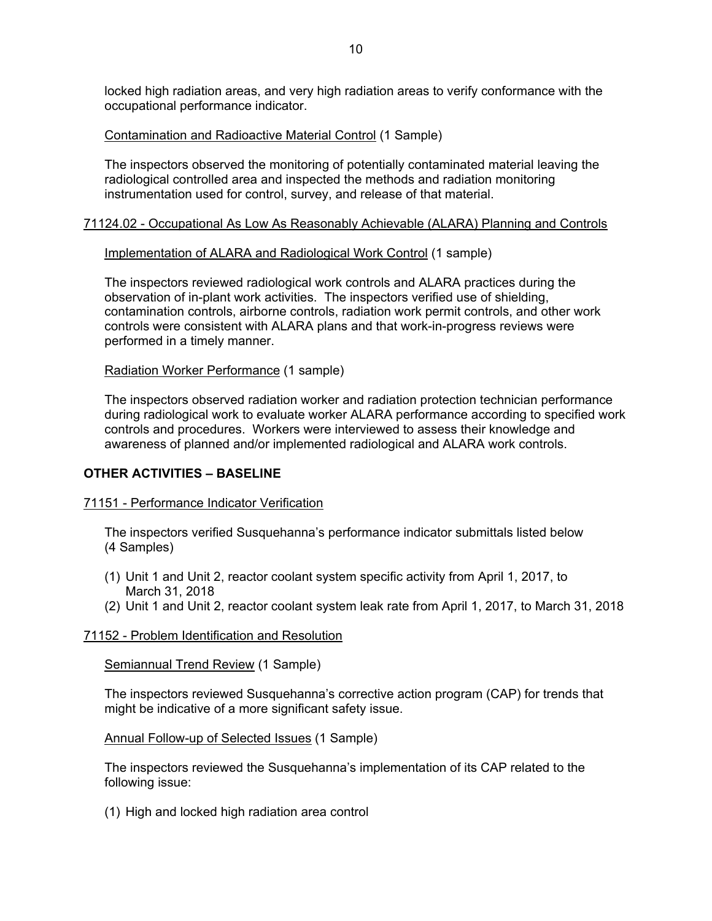locked high radiation areas, and very high radiation areas to verify conformance with the occupational performance indicator.

Contamination and Radioactive Material Control (1 Sample)

The inspectors observed the monitoring of potentially contaminated material leaving the radiological controlled area and inspected the methods and radiation monitoring instrumentation used for control, survey, and release of that material.

71124.02 - Occupational As Low As Reasonably Achievable (ALARA) Planning and Controls

Implementation of ALARA and Radiological Work Control (1 sample)

The inspectors reviewed radiological work controls and ALARA practices during the observation of in-plant work activities. The inspectors verified use of shielding, contamination controls, airborne controls, radiation work permit controls, and other work controls were consistent with ALARA plans and that work-in-progress reviews were performed in a timely manner.

Radiation Worker Performance (1 sample)

The inspectors observed radiation worker and radiation protection technician performance during radiological work to evaluate worker ALARA performance according to specified work controls and procedures. Workers were interviewed to assess their knowledge and awareness of planned and/or implemented radiological and ALARA work controls.

## OTHER ACTIVITIES – BASELINE

71151 - Performance Indicator Verification

The inspectors verified Susquehanna's performance indicator submittals listed below (4 Samples)

(1) Unit 1 and Unit 2, reactor coolant system specific activity from April 1, 2017, to March 31, 2018
(2) Unit 1 and Unit 2, reactor coolant system leak rate from April 1, 2017, to March 31, 2018

71152 - Problem Identification and Resolution

Semiannual Trend Review (1 Sample)

The inspectors reviewed Susquehanna's corrective action program (CAP) for trends that might be indicative of a more significant safety issue.

Annual Follow-up of Selected Issues (1 Sample)

The inspectors reviewed the Susquehanna's implementation of its CAP related to the following issue:

(1) High and locked high radiation area control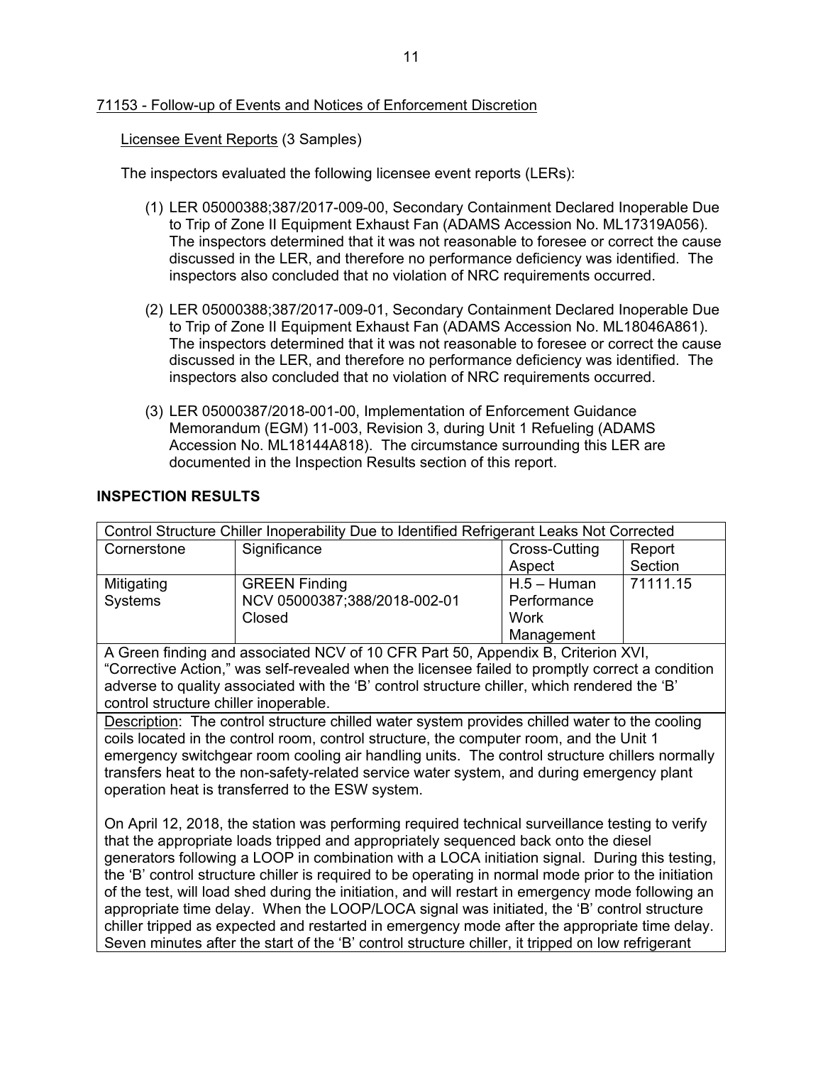71153 - Follow-up of Events and Notices of Enforcement Discretion

Licensee Event Reports (3 Samples)

The inspectors evaluated the following licensee event reports (LERs):

(1) LER 05000388;387/2017-009-00, Secondary Containment Declared Inoperable Due to Trip of Zone II Equipment Exhaust Fan (ADAMS Accession No. ML17319A056). The inspectors determined that it was not reasonable to foresee or correct the cause discussed in the LER, and therefore no performance deficiency was identified. The inspectors also concluded that no violation of NRC requirements occurred.

(2) LER 05000388;387/2017-009-01, Secondary Containment Declared Inoperable Due to Trip of Zone II Equipment Exhaust Fan (ADAMS Accession No. ML18046A861). The inspectors determined that it was not reasonable to foresee or correct the cause discussed in the LER, and therefore no performance deficiency was identified. The inspectors also concluded that no violation of NRC requirements occurred.

(3) LER 05000387/2018-001-00, Implementation of Enforcement Guidance Memorandum (EGM) 11-003, Revision 3, during Unit 1 Refueling (ADAMS Accession No. ML18144A818). The circumstance surrounding this LER are documented in the Inspection Results section of this report.

## INSPECTION RESULTS

| Control Structure Chiller Inoperability Due to Identified Refrigerant Leaks Not Corrected | | | |
|---|---|---|---|
| Cornerstone | Significance | Cross-Cutting Aspect | Report Section |
| Mitigating Systems | GREEN Finding<br>NCV 05000387;388/2018-002-01<br>Closed | H.5 – Human Performance Work Management | 71111.15 |

A Green finding and associated NCV of 10 CFR Part 50, Appendix B, Criterion XVI, "Corrective Action," was self-revealed when the licensee failed to promptly correct a condition adverse to quality associated with the 'B' control structure chiller, which rendered the 'B' control structure chiller inoperable.

Description: The control structure chilled water system provides chilled water to the cooling coils located in the control room, control structure, the computer room, and the Unit 1 emergency switchgear room cooling air handling units. The control structure chillers normally transfers heat to the non-safety-related service water system, and during emergency plant operation heat is transferred to the ESW system.

On April 12, 2018, the station was performing required technical surveillance testing to verify that the appropriate loads tripped and appropriately sequenced back onto the diesel generators following a LOOP in combination with a LOCA initiation signal. During this testing, the 'B' control structure chiller is required to be operating in normal mode prior to the initiation of the test, will load shed during the initiation, and will restart in emergency mode following an appropriate time delay. When the LOOP/LOCA signal was initiated, the 'B' control structure chiller tripped as expected and restarted in emergency mode after the appropriate time delay. Seven minutes after the start of the 'B' control structure chiller, it tripped on low refrigerant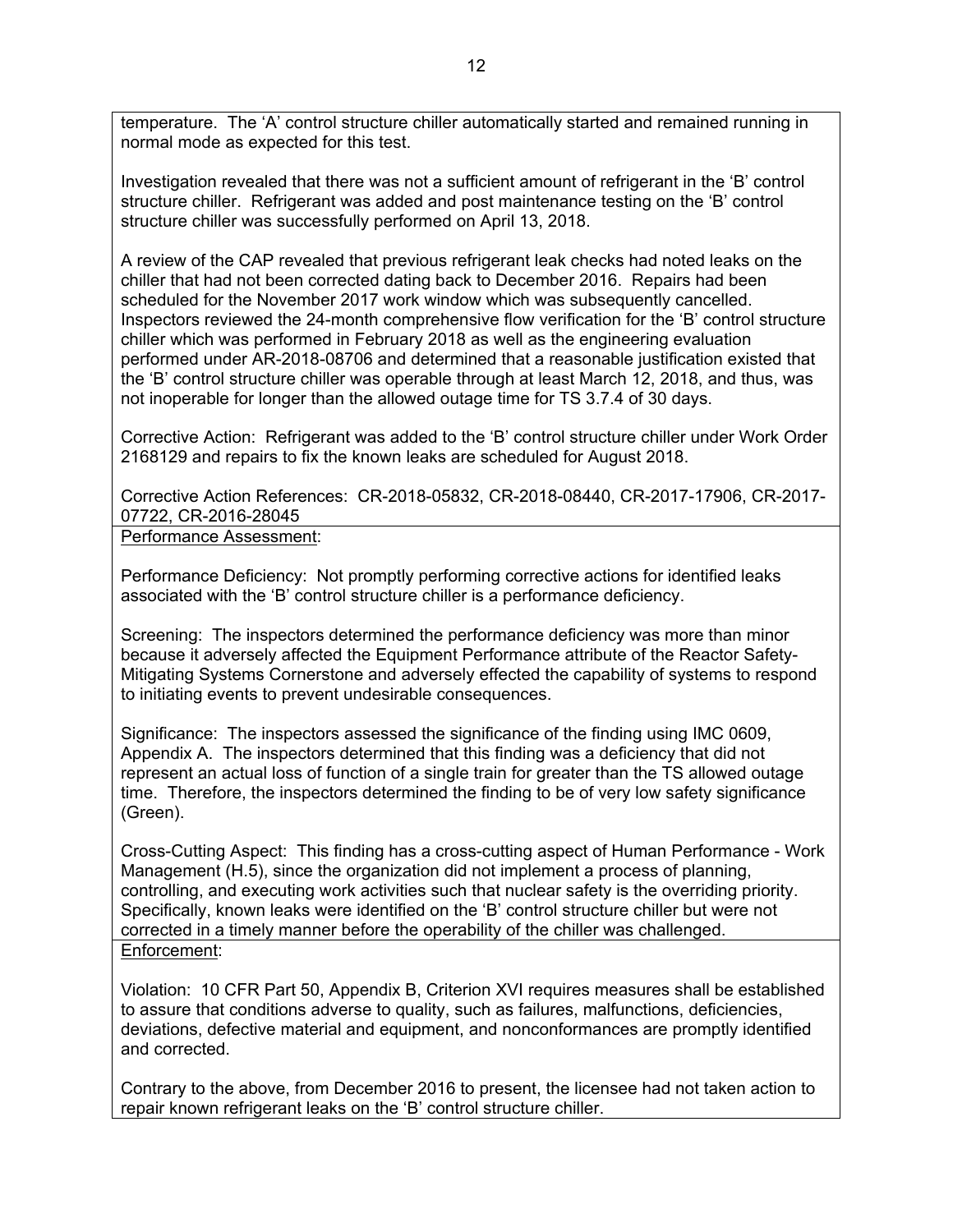temperature. The 'A' control structure chiller automatically started and remained running in normal mode as expected for this test.

Investigation revealed that there was not a sufficient amount of refrigerant in the 'B' control structure chiller. Refrigerant was added and post maintenance testing on the 'B' control structure chiller was successfully performed on April 13, 2018.

A review of the CAP revealed that previous refrigerant leak checks had noted leaks on the chiller that had not been corrected dating back to December 2016. Repairs had been scheduled for the November 2017 work window which was subsequently cancelled. Inspectors reviewed the 24-month comprehensive flow verification for the 'B' control structure chiller which was performed in February 2018 as well as the engineering evaluation performed under AR-2018-08706 and determined that a reasonable justification existed that the 'B' control structure chiller was operable through at least March 12, 2018, and thus, was not inoperable for longer than the allowed outage time for TS 3.7.4 of 30 days.

Corrective Action: Refrigerant was added to the 'B' control structure chiller under Work Order 2168129 and repairs to fix the known leaks are scheduled for August 2018.

Corrective Action References: CR-2018-05832, CR-2018-08440, CR-2017-17906, CR-2017-07722, CR-2016-28045

Performance Assessment:

Performance Deficiency: Not promptly performing corrective actions for identified leaks associated with the 'B' control structure chiller is a performance deficiency.

Screening: The inspectors determined the performance deficiency was more than minor because it adversely affected the Equipment Performance attribute of the Reactor Safety-Mitigating Systems Cornerstone and adversely effected the capability of systems to respond to initiating events to prevent undesirable consequences.

Significance: The inspectors assessed the significance of the finding using IMC 0609, Appendix A. The inspectors determined that this finding was a deficiency that did not represent an actual loss of function of a single train for greater than the TS allowed outage time. Therefore, the inspectors determined the finding to be of very low safety significance (Green).

Cross-Cutting Aspect: This finding has a cross-cutting aspect of Human Performance - Work Management (H.5), since the organization did not implement a process of planning, controlling, and executing work activities such that nuclear safety is the overriding priority. Specifically, known leaks were identified on the 'B' control structure chiller but were not corrected in a timely manner before the operability of the chiller was challenged.

Enforcement:

Violation: 10 CFR Part 50, Appendix B, Criterion XVI requires measures shall be established to assure that conditions adverse to quality, such as failures, malfunctions, deficiencies, deviations, defective material and equipment, and nonconformances are promptly identified and corrected.

Contrary to the above, from December 2016 to present, the licensee had not taken action to repair known refrigerant leaks on the 'B' control structure chiller.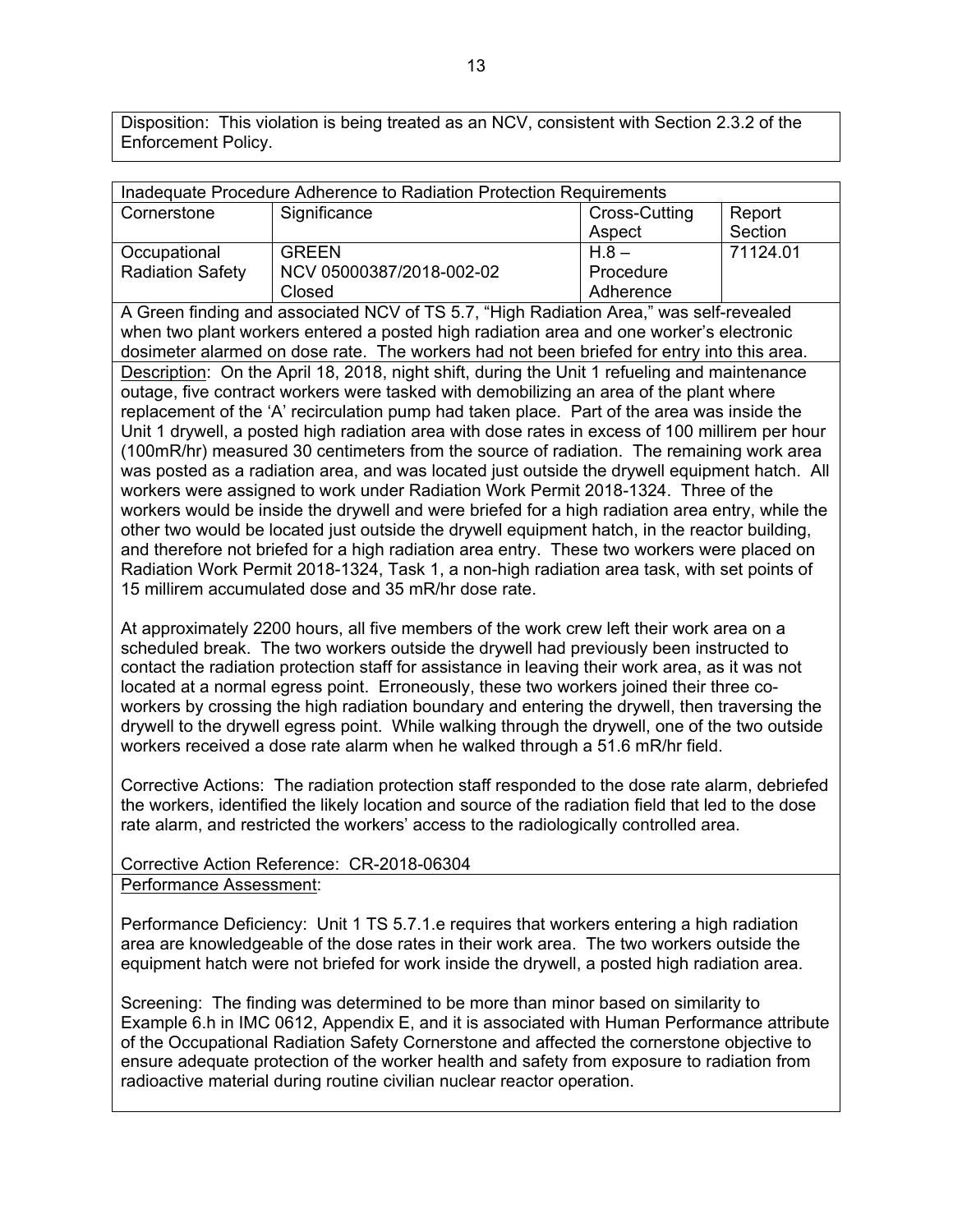Disposition: This violation is being treated as an NCV, consistent with Section 2.3.2 of the Enforcement Policy.

| Inadequate Procedure Adherence to Radiation Protection Requirements | | | |
|---|---|---|---|
| Cornerstone | Significance | Cross-Cutting Aspect | Report Section |
| Occupational Radiation Safety | GREEN NCV 05000387/2018-002-02 Closed | H.8 – Procedure Adherence | 71124.01 |

A Green finding and associated NCV of TS 5.7, "High Radiation Area," was self-revealed when two plant workers entered a posted high radiation area and one worker's electronic dosimeter alarmed on dose rate. The workers had not been briefed for entry into this area.

Description: On the April 18, 2018, night shift, during the Unit 1 refueling and maintenance outage, five contract workers were tasked with demobilizing an area of the plant where replacement of the 'A' recirculation pump had taken place. Part of the area was inside the Unit 1 drywell, a posted high radiation area with dose rates in excess of 100 millirem per hour (100mR/hr) measured 30 centimeters from the source of radiation. The remaining work area was posted as a radiation area, and was located just outside the drywell equipment hatch. All workers were assigned to work under Radiation Work Permit 2018-1324. Three of the workers would be inside the drywell and were briefed for a high radiation area entry, while the other two would be located just outside the drywell equipment hatch, in the reactor building, and therefore not briefed for a high radiation area entry. These two workers were placed on Radiation Work Permit 2018-1324, Task 1, a non-high radiation area task, with set points of 15 millirem accumulated dose and 35 mR/hr dose rate.

At approximately 2200 hours, all five members of the work crew left their work area on a scheduled break. The two workers outside the drywell had previously been instructed to contact the radiation protection staff for assistance in leaving their work area, as it was not located at a normal egress point. Erroneously, these two workers joined their three co-workers by crossing the high radiation boundary and entering the drywell, then traversing the drywell to the drywell egress point. While walking through the drywell, one of the two outside workers received a dose rate alarm when he walked through a 51.6 mR/hr field.

Corrective Actions: The radiation protection staff responded to the dose rate alarm, debriefed the workers, identified the likely location and source of the radiation field that led to the dose rate alarm, and restricted the workers' access to the radiologically controlled area.

Corrective Action Reference: CR-2018-06304

Performance Assessment:

Performance Deficiency: Unit 1 TS 5.7.1.e requires that workers entering a high radiation area are knowledgeable of the dose rates in their work area. The two workers outside the equipment hatch were not briefed for work inside the drywell, a posted high radiation area.

Screening: The finding was determined to be more than minor based on similarity to Example 6.h in IMC 0612, Appendix E, and it is associated with Human Performance attribute of the Occupational Radiation Safety Cornerstone and affected the cornerstone objective to ensure adequate protection of the worker health and safety from exposure to radiation from radioactive material during routine civilian nuclear reactor operation.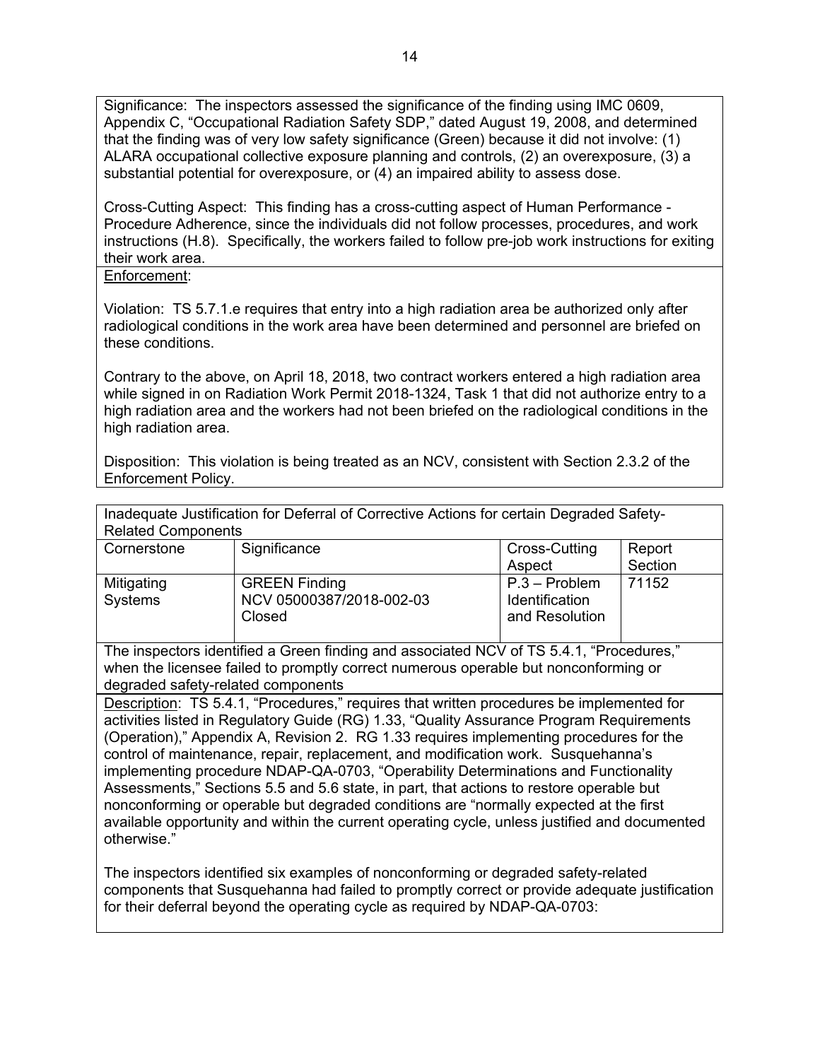Significance: The inspectors assessed the significance of the finding using IMC 0609, Appendix C, "Occupational Radiation Safety SDP," dated August 19, 2008, and determined that the finding was of very low safety significance (Green) because it did not involve: (1) ALARA occupational collective exposure planning and controls, (2) an overexposure, (3) a substantial potential for overexposure, or (4) an impaired ability to assess dose.

Cross-Cutting Aspect: This finding has a cross-cutting aspect of Human Performance - Procedure Adherence, since the individuals did not follow processes, procedures, and work instructions (H.8). Specifically, the workers failed to follow pre-job work instructions for exiting their work area.

Enforcement:

Violation: TS 5.7.1.e requires that entry into a high radiation area be authorized only after radiological conditions in the work area have been determined and personnel are briefed on these conditions.

Contrary to the above, on April 18, 2018, two contract workers entered a high radiation area while signed in on Radiation Work Permit 2018-1324, Task 1 that did not authorize entry to a high radiation area and the workers had not been briefed on the radiological conditions in the high radiation area.

Disposition: This violation is being treated as an NCV, consistent with Section 2.3.2 of the Enforcement Policy.

**Inadequate Justification for Deferral of Corrective Actions for certain Degraded Safety-Related Components**

| Cornerstone | Significance | Cross-Cutting Aspect | Report Section |
|---|---|---|---|
| Mitigating Systems | GREEN Finding<br>NCV 05000387/2018-002-03<br>Closed | P.3 – Problem Identification and Resolution | 71152 |

The inspectors identified a Green finding and associated NCV of TS 5.4.1, "Procedures," when the licensee failed to promptly correct numerous operable but nonconforming or degraded safety-related components

Description: TS 5.4.1, "Procedures," requires that written procedures be implemented for activities listed in Regulatory Guide (RG) 1.33, "Quality Assurance Program Requirements (Operation)," Appendix A, Revision 2. RG 1.33 requires implementing procedures for the control of maintenance, repair, replacement, and modification work. Susquehanna's implementing procedure NDAP-QA-0703, "Operability Determinations and Functionality Assessments," Sections 5.5 and 5.6 state, in part, that actions to restore operable but nonconforming or operable but degraded conditions are "normally expected at the first available opportunity and within the current operating cycle, unless justified and documented otherwise."

The inspectors identified six examples of nonconforming or degraded safety-related components that Susquehanna had failed to promptly correct or provide adequate justification for their deferral beyond the operating cycle as required by NDAP-QA-0703: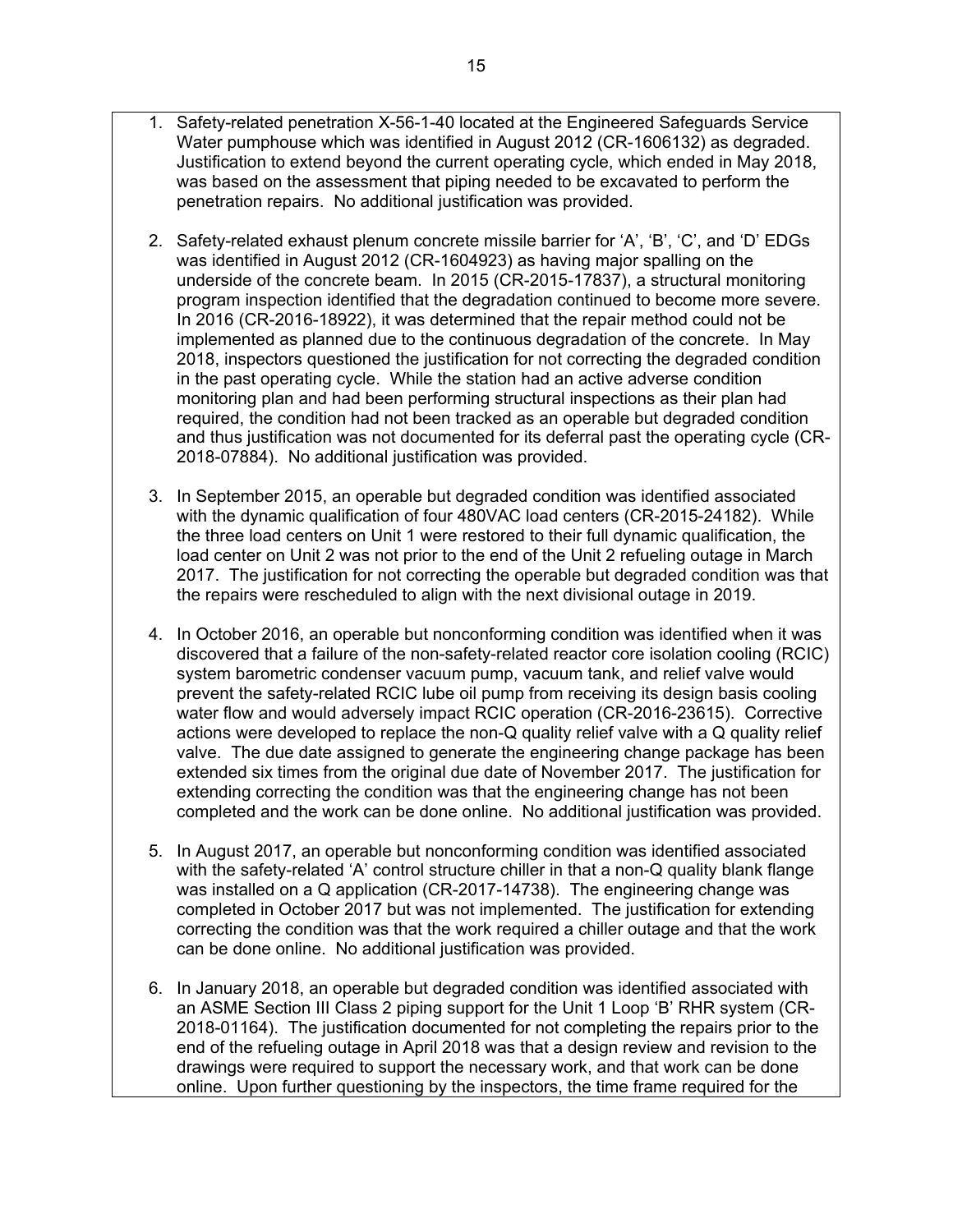1. Safety-related penetration X-56-1-40 located at the Engineered Safeguards Service Water pumphouse which was identified in August 2012 (CR-1606132) as degraded. Justification to extend beyond the current operating cycle, which ended in May 2018, was based on the assessment that piping needed to be excavated to perform the penetration repairs. No additional justification was provided.

2. Safety-related exhaust plenum concrete missile barrier for 'A', 'B', 'C', and 'D' EDGs was identified in August 2012 (CR-1604923) as having major spalling on the underside of the concrete beam. In 2015 (CR-2015-17837), a structural monitoring program inspection identified that the degradation continued to become more severe. In 2016 (CR-2016-18922), it was determined that the repair method could not be implemented as planned due to the continuous degradation of the concrete. In May 2018, inspectors questioned the justification for not correcting the degraded condition in the past operating cycle. While the station had an active adverse condition monitoring plan and had been performing structural inspections as their plan had required, the condition had not been tracked as an operable but degraded condition and thus justification was not documented for its deferral past the operating cycle (CR-2018-07884). No additional justification was provided.

3. In September 2015, an operable but degraded condition was identified associated with the dynamic qualification of four 480VAC load centers (CR-2015-24182). While the three load centers on Unit 1 were restored to their full dynamic qualification, the load center on Unit 2 was not prior to the end of the Unit 2 refueling outage in March 2017. The justification for not correcting the operable but degraded condition was that the repairs were rescheduled to align with the next divisional outage in 2019.

4. In October 2016, an operable but nonconforming condition was identified when it was discovered that a failure of the non-safety-related reactor core isolation cooling (RCIC) system barometric condenser vacuum pump, vacuum tank, and relief valve would prevent the safety-related RCIC lube oil pump from receiving its design basis cooling water flow and would adversely impact RCIC operation (CR-2016-23615). Corrective actions were developed to replace the non-Q quality relief valve with a Q quality relief valve. The due date assigned to generate the engineering change package has been extended six times from the original due date of November 2017. The justification for extending correcting the condition was that the engineering change has not been completed and the work can be done online. No additional justification was provided.

5. In August 2017, an operable but nonconforming condition was identified associated with the safety-related 'A' control structure chiller in that a non-Q quality blank flange was installed on a Q application (CR-2017-14738). The engineering change was completed in October 2017 but was not implemented. The justification for extending correcting the condition was that the work required a chiller outage and that the work can be done online. No additional justification was provided.

6. In January 2018, an operable but degraded condition was identified associated with an ASME Section III Class 2 piping support for the Unit 1 Loop 'B' RHR system (CR-2018-01164). The justification documented for not completing the repairs prior to the end of the refueling outage in April 2018 was that a design review and revision to the drawings were required to support the necessary work, and that work can be done online. Upon further questioning by the inspectors, the time frame required for the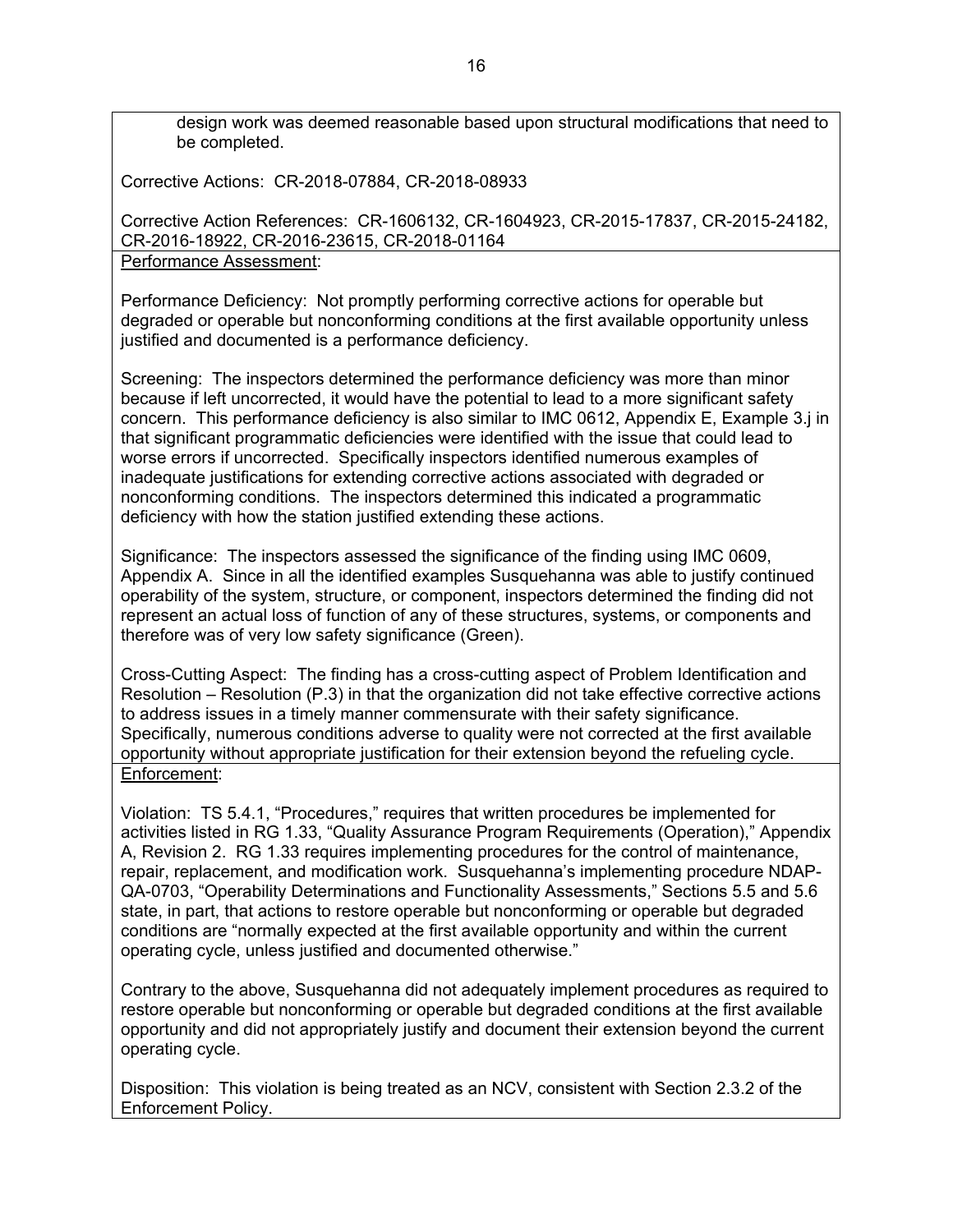design work was deemed reasonable based upon structural modifications that need to be completed.

Corrective Actions: CR-2018-07884, CR-2018-08933

Corrective Action References: CR-1606132, CR-1604923, CR-2015-17837, CR-2015-24182, CR-2016-18922, CR-2016-23615, CR-2018-01164

Performance Assessment:

Performance Deficiency: Not promptly performing corrective actions for operable but degraded or operable but nonconforming conditions at the first available opportunity unless justified and documented is a performance deficiency.

Screening: The inspectors determined the performance deficiency was more than minor because if left uncorrected, it would have the potential to lead to a more significant safety concern. This performance deficiency is also similar to IMC 0612, Appendix E, Example 3.j in that significant programmatic deficiencies were identified with the issue that could lead to worse errors if uncorrected. Specifically inspectors identified numerous examples of inadequate justifications for extending corrective actions associated with degraded or nonconforming conditions. The inspectors determined this indicated a programmatic deficiency with how the station justified extending these actions.

Significance: The inspectors assessed the significance of the finding using IMC 0609, Appendix A. Since in all the identified examples Susquehanna was able to justify continued operability of the system, structure, or component, inspectors determined the finding did not represent an actual loss of function of any of these structures, systems, or components and therefore was of very low safety significance (Green).

Cross-Cutting Aspect: The finding has a cross-cutting aspect of Problem Identification and Resolution – Resolution (P.3) in that the organization did not take effective corrective actions to address issues in a timely manner commensurate with their safety significance. Specifically, numerous conditions adverse to quality were not corrected at the first available opportunity without appropriate justification for their extension beyond the refueling cycle.

Enforcement:

Violation: TS 5.4.1, "Procedures," requires that written procedures be implemented for activities listed in RG 1.33, "Quality Assurance Program Requirements (Operation)," Appendix A, Revision 2. RG 1.33 requires implementing procedures for the control of maintenance, repair, replacement, and modification work. Susquehanna's implementing procedure NDAP-QA-0703, "Operability Determinations and Functionality Assessments," Sections 5.5 and 5.6 state, in part, that actions to restore operable but nonconforming or operable but degraded conditions are "normally expected at the first available opportunity and within the current operating cycle, unless justified and documented otherwise."

Contrary to the above, Susquehanna did not adequately implement procedures as required to restore operable but nonconforming or operable but degraded conditions at the first available opportunity and did not appropriately justify and document their extension beyond the current operating cycle.

Disposition: This violation is being treated as an NCV, consistent with Section 2.3.2 of the Enforcement Policy.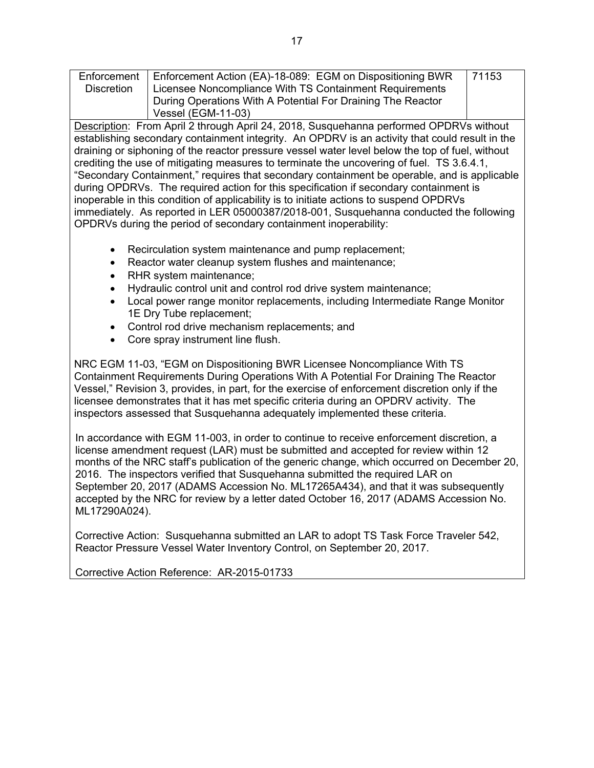| Enforcement Discretion | Enforcement Action (EA)-18-089: EGM on Dispositioning BWR Licensee Noncompliance With TS Containment Requirements During Operations With A Potential For Draining The Reactor Vessel (EGM-11-03) | 71153 |
|---|---|---|

Description: From April 2 through April 24, 2018, Susquehanna performed OPDRVs without establishing secondary containment integrity. An OPDRV is an activity that could result in the draining or siphoning of the reactor pressure vessel water level below the top of fuel, without crediting the use of mitigating measures to terminate the uncovering of fuel. TS 3.6.4.1, "Secondary Containment," requires that secondary containment be operable, and is applicable during OPDRVs. The required action for this specification if secondary containment is inoperable in this condition of applicability is to initiate actions to suspend OPDRVs immediately. As reported in LER 05000387/2018-001, Susquehanna conducted the following OPDRVs during the period of secondary containment inoperability:

- Recirculation system maintenance and pump replacement;
- Reactor water cleanup system flushes and maintenance;
- RHR system maintenance;
- Hydraulic control unit and control rod drive system maintenance;
- Local power range monitor replacements, including Intermediate Range Monitor 1E Dry Tube replacement;
- Control rod drive mechanism replacements; and
- Core spray instrument line flush.

NRC EGM 11-03, "EGM on Dispositioning BWR Licensee Noncompliance With TS Containment Requirements During Operations With A Potential For Draining The Reactor Vessel," Revision 3, provides, in part, for the exercise of enforcement discretion only if the licensee demonstrates that it has met specific criteria during an OPDRV activity. The inspectors assessed that Susquehanna adequately implemented these criteria.

In accordance with EGM 11-003, in order to continue to receive enforcement discretion, a license amendment request (LAR) must be submitted and accepted for review within 12 months of the NRC staff's publication of the generic change, which occurred on December 20, 2016. The inspectors verified that Susquehanna submitted the required LAR on September 20, 2017 (ADAMS Accession No. ML17265A434), and that it was subsequently accepted by the NRC for review by a letter dated October 16, 2017 (ADAMS Accession No. ML17290A024).

Corrective Action: Susquehanna submitted an LAR to adopt TS Task Force Traveler 542, Reactor Pressure Vessel Water Inventory Control, on September 20, 2017.

Corrective Action Reference: AR-2015-01733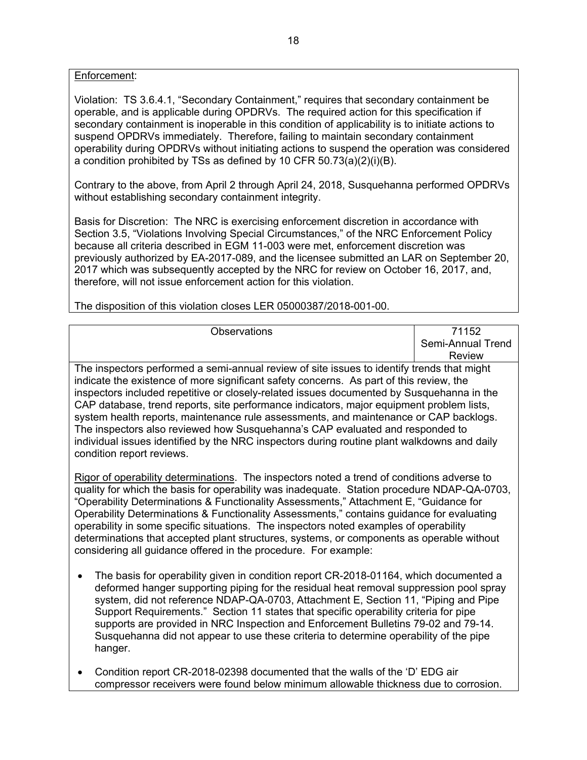Enforcement:

Violation: TS 3.6.4.1, "Secondary Containment," requires that secondary containment be operable, and is applicable during OPDRVs. The required action for this specification if secondary containment is inoperable in this condition of applicability is to initiate actions to suspend OPDRVs immediately. Therefore, failing to maintain secondary containment operability during OPDRVs without initiating actions to suspend the operation was considered a condition prohibited by TSs as defined by 10 CFR 50.73(a)(2)(i)(B).

Contrary to the above, from April 2 through April 24, 2018, Susquehanna performed OPDRVs without establishing secondary containment integrity.

Basis for Discretion: The NRC is exercising enforcement discretion in accordance with Section 3.5, "Violations Involving Special Circumstances," of the NRC Enforcement Policy because all criteria described in EGM 11-003 were met, enforcement discretion was previously authorized by EA-2017-089, and the licensee submitted an LAR on September 20, 2017 which was subsequently accepted by the NRC for review on October 16, 2017, and, therefore, will not issue enforcement action for this violation.

The disposition of this violation closes LER 05000387/2018-001-00.

| Observations | 71152 Semi-Annual Trend Review |
|---|---|

The inspectors performed a semi-annual review of site issues to identify trends that might indicate the existence of more significant safety concerns. As part of this review, the inspectors included repetitive or closely-related issues documented by Susquehanna in the CAP database, trend reports, site performance indicators, major equipment problem lists, system health reports, maintenance rule assessments, and maintenance or CAP backlogs. The inspectors also reviewed how Susquehanna's CAP evaluated and responded to individual issues identified by the NRC inspectors during routine plant walkdowns and daily condition report reviews.

Rigor of operability determinations. The inspectors noted a trend of conditions adverse to quality for which the basis for operability was inadequate. Station procedure NDAP-QA-0703, "Operability Determinations & Functionality Assessments," Attachment E, "Guidance for Operability Determinations & Functionality Assessments," contains guidance for evaluating operability in some specific situations. The inspectors noted examples of operability determinations that accepted plant structures, systems, or components as operable without considering all guidance offered in the procedure. For example:

- The basis for operability given in condition report CR-2018-01164, which documented a deformed hanger supporting piping for the residual heat removal suppression pool spray system, did not reference NDAP-QA-0703, Attachment E, Section 11, "Piping and Pipe Support Requirements." Section 11 states that specific operability criteria for pipe supports are provided in NRC Inspection and Enforcement Bulletins 79-02 and 79-14. Susquehanna did not appear to use these criteria to determine operability of the pipe hanger.

- Condition report CR-2018-02398 documented that the walls of the 'D' EDG air compressor receivers were found below minimum allowable thickness due to corrosion.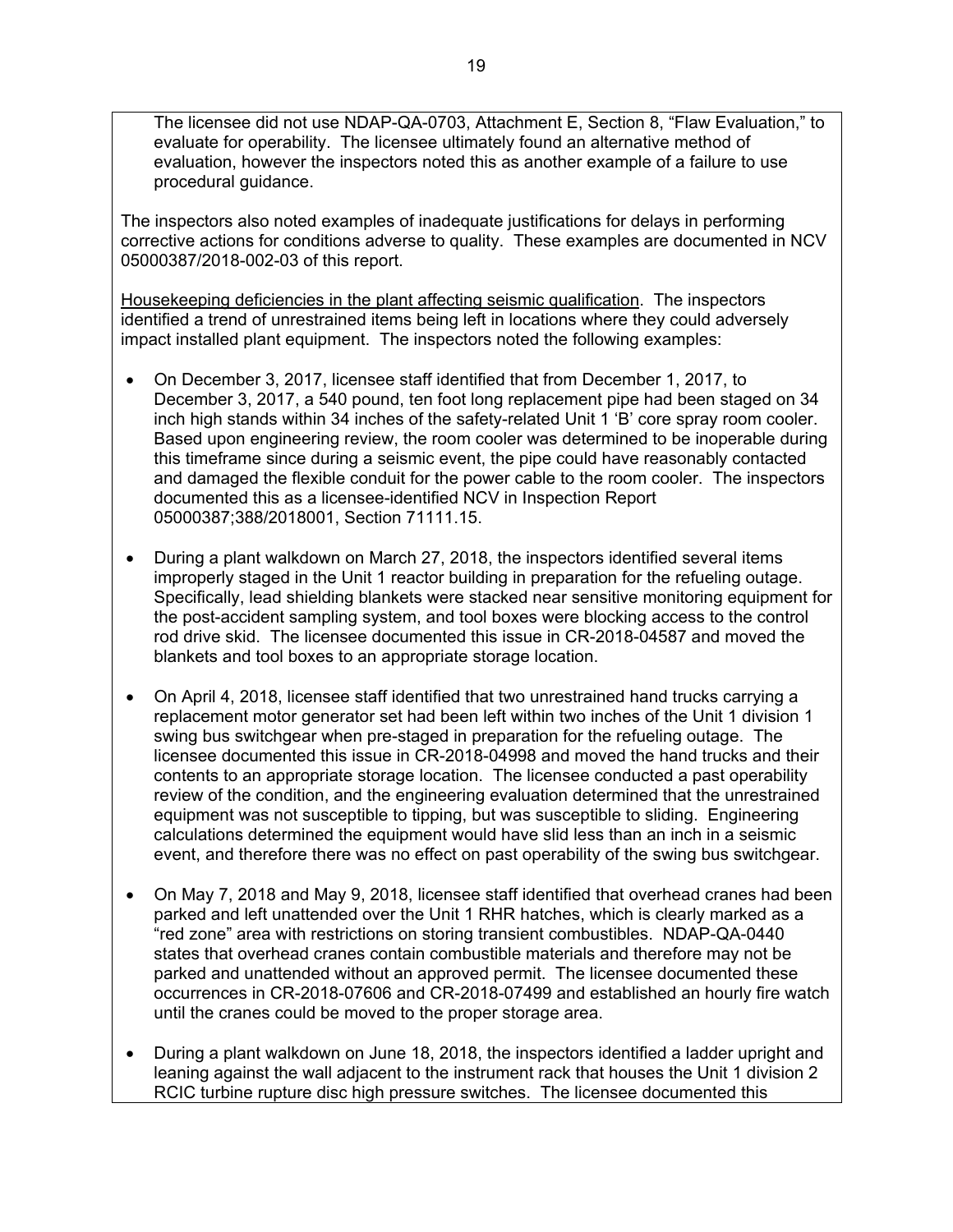The licensee did not use NDAP-QA-0703, Attachment E, Section 8, "Flaw Evaluation," to evaluate for operability. The licensee ultimately found an alternative method of evaluation, however the inspectors noted this as another example of a failure to use procedural guidance.

The inspectors also noted examples of inadequate justifications for delays in performing corrective actions for conditions adverse to quality. These examples are documented in NCV 05000387/2018-002-03 of this report.

Housekeeping deficiencies in the plant affecting seismic qualification. The inspectors identified a trend of unrestrained items being left in locations where they could adversely impact installed plant equipment. The inspectors noted the following examples:

- On December 3, 2017, licensee staff identified that from December 1, 2017, to December 3, 2017, a 540 pound, ten foot long replacement pipe had been staged on 34 inch high stands within 34 inches of the safety-related Unit 1 'B' core spray room cooler. Based upon engineering review, the room cooler was determined to be inoperable during this timeframe since during a seismic event, the pipe could have reasonably contacted and damaged the flexible conduit for the power cable to the room cooler. The inspectors documented this as a licensee-identified NCV in Inspection Report 05000387;388/2018001, Section 71111.15.
- During a plant walkdown on March 27, 2018, the inspectors identified several items improperly staged in the Unit 1 reactor building in preparation for the refueling outage. Specifically, lead shielding blankets were stacked near sensitive monitoring equipment for the post-accident sampling system, and tool boxes were blocking access to the control rod drive skid. The licensee documented this issue in CR-2018-04587 and moved the blankets and tool boxes to an appropriate storage location.
- On April 4, 2018, licensee staff identified that two unrestrained hand trucks carrying a replacement motor generator set had been left within two inches of the Unit 1 division 1 swing bus switchgear when pre-staged in preparation for the refueling outage. The licensee documented this issue in CR-2018-04998 and moved the hand trucks and their contents to an appropriate storage location. The licensee conducted a past operability review of the condition, and the engineering evaluation determined that the unrestrained equipment was not susceptible to tipping, but was susceptible to sliding. Engineering calculations determined the equipment would have slid less than an inch in a seismic event, and therefore there was no effect on past operability of the swing bus switchgear.
- On May 7, 2018 and May 9, 2018, licensee staff identified that overhead cranes had been parked and left unattended over the Unit 1 RHR hatches, which is clearly marked as a "red zone" area with restrictions on storing transient combustibles. NDAP-QA-0440 states that overhead cranes contain combustible materials and therefore may not be parked and unattended without an approved permit. The licensee documented these occurrences in CR-2018-07606 and CR-2018-07499 and established an hourly fire watch until the cranes could be moved to the proper storage area.
- During a plant walkdown on June 18, 2018, the inspectors identified a ladder upright and leaning against the wall adjacent to the instrument rack that houses the Unit 1 division 2 RCIC turbine rupture disc high pressure switches. The licensee documented this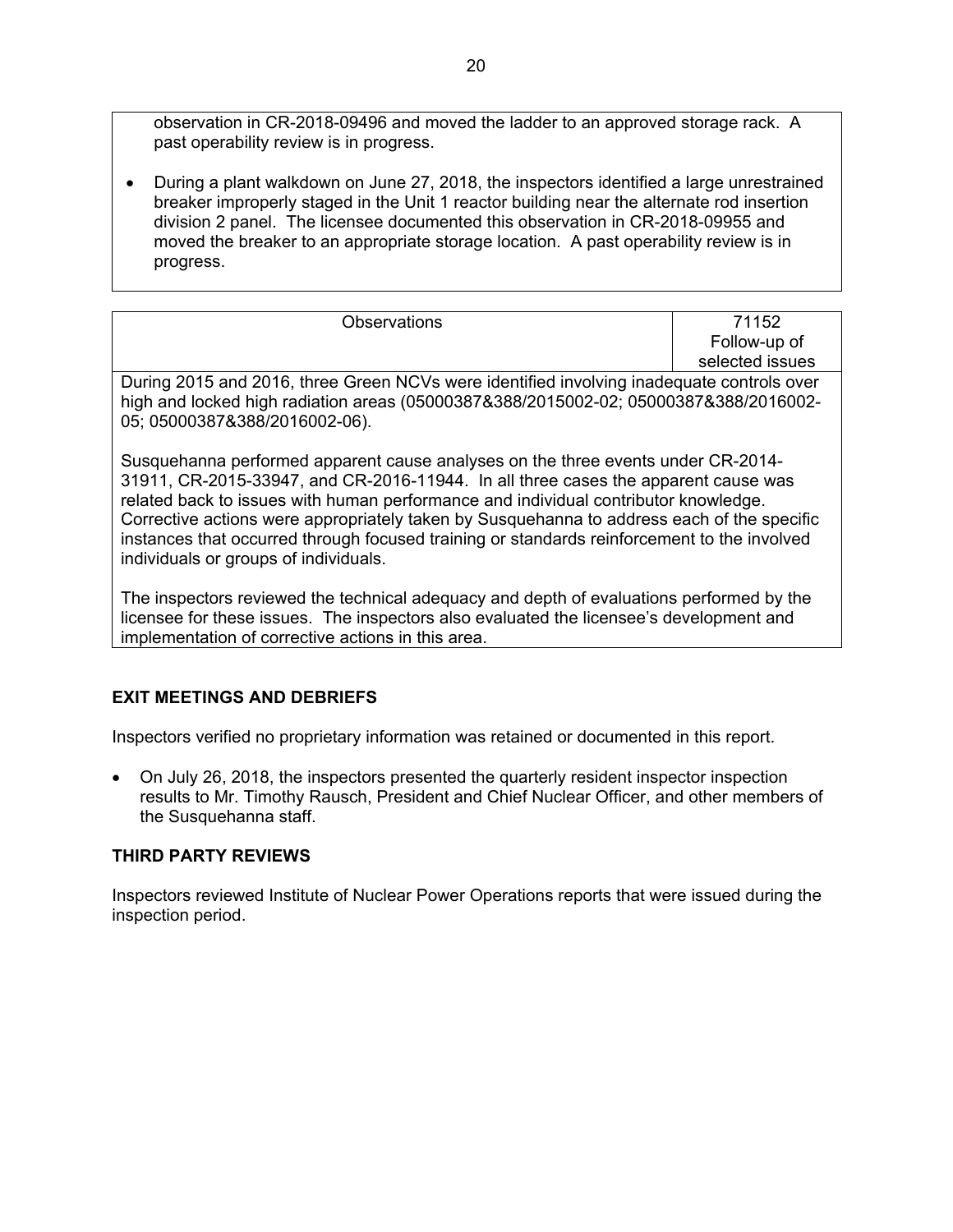observation in CR-2018-09496 and moved the ladder to an approved storage rack. A past operability review is in progress.

- During a plant walkdown on June 27, 2018, the inspectors identified a large unrestrained breaker improperly staged in the Unit 1 reactor building near the alternate rod insertion division 2 panel. The licensee documented this observation in CR-2018-09955 and moved the breaker to an appropriate storage location. A past operability review is in progress.

| Observations | 71152 Follow-up of selected issues |
|---|---|

During 2015 and 2016, three Green NCVs were identified involving inadequate controls over high and locked high radiation areas (05000387&388/2015002-02; 05000387&388/2016002-05; 05000387&388/2016002-06).

Susquehanna performed apparent cause analyses on the three events under CR-2014-31911, CR-2015-33947, and CR-2016-11944. In all three cases the apparent cause was related back to issues with human performance and individual contributor knowledge. Corrective actions were appropriately taken by Susquehanna to address each of the specific instances that occurred through focused training or standards reinforcement to the involved individuals or groups of individuals.

The inspectors reviewed the technical adequacy and depth of evaluations performed by the licensee for these issues. The inspectors also evaluated the licensee's development and implementation of corrective actions in this area.

## EXIT MEETINGS AND DEBRIEFS

Inspectors verified no proprietary information was retained or documented in this report.

- On July 26, 2018, the inspectors presented the quarterly resident inspector inspection results to Mr. Timothy Rausch, President and Chief Nuclear Officer, and other members of the Susquehanna staff.

## THIRD PARTY REVIEWS

Inspectors reviewed Institute of Nuclear Power Operations reports that were issued during the inspection period.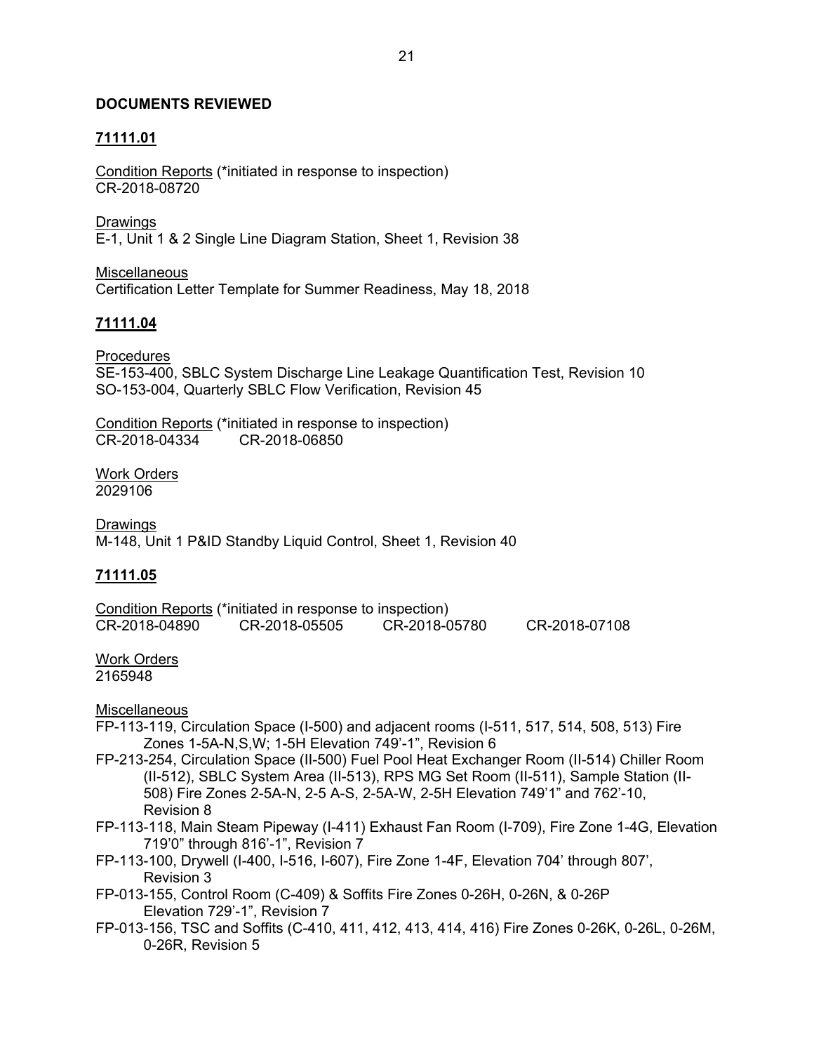## DOCUMENTS REVIEWED

### 71111.01

Condition Reports (*initiated in response to inspection)
CR-2018-08720

Drawings
E-1, Unit 1 & 2 Single Line Diagram Station, Sheet 1, Revision 38

Miscellaneous
Certification Letter Template for Summer Readiness, May 18, 2018

### 71111.04

Procedures
SE-153-400, SBLC System Discharge Line Leakage Quantification Test, Revision 10
SO-153-004, Quarterly SBLC Flow Verification, Revision 45

Condition Reports (*initiated in response to inspection)
CR-2018-04334    CR-2018-06850

Work Orders
2029106

Drawings
M-148, Unit 1 P&ID Standby Liquid Control, Sheet 1, Revision 40

### 71111.05

Condition Reports (*initiated in response to inspection)
CR-2018-04890    CR-2018-05505    CR-2018-05780    CR-2018-07108

Work Orders
2165948

Miscellaneous
- FP-113-119, Circulation Space (I-500) and adjacent rooms (I-511, 517, 514, 508, 513) Fire Zones 1-5A-N,S,W; 1-5H Elevation 749’-1”, Revision 6
- FP-213-254, Circulation Space (II-500) Fuel Pool Heat Exchanger Room (II-514) Chiller Room (II-512), SBLC System Area (II-513), RPS MG Set Room (II-511), Sample Station (II-508) Fire Zones 2-5A-N, 2-5 A-S, 2-5A-W, 2-5H Elevation 749’1” and 762’-10, Revision 8
- FP-113-118, Main Steam Pipeway (I-411) Exhaust Fan Room (I-709), Fire Zone 1-4G, Elevation 719’0” through 816’-1”, Revision 7
- FP-113-100, Drywell (I-400, I-516, I-607), Fire Zone 1-4F, Elevation 704’ through 807’, Revision 3
- FP-013-155, Control Room (C-409) & Soffits Fire Zones 0-26H, 0-26N, & 0-26P Elevation 729’-1”, Revision 7
- FP-013-156, TSC and Soffits (C-410, 411, 412, 413, 414, 416) Fire Zones 0-26K, 0-26L, 0-26M, 0-26R, Revision 5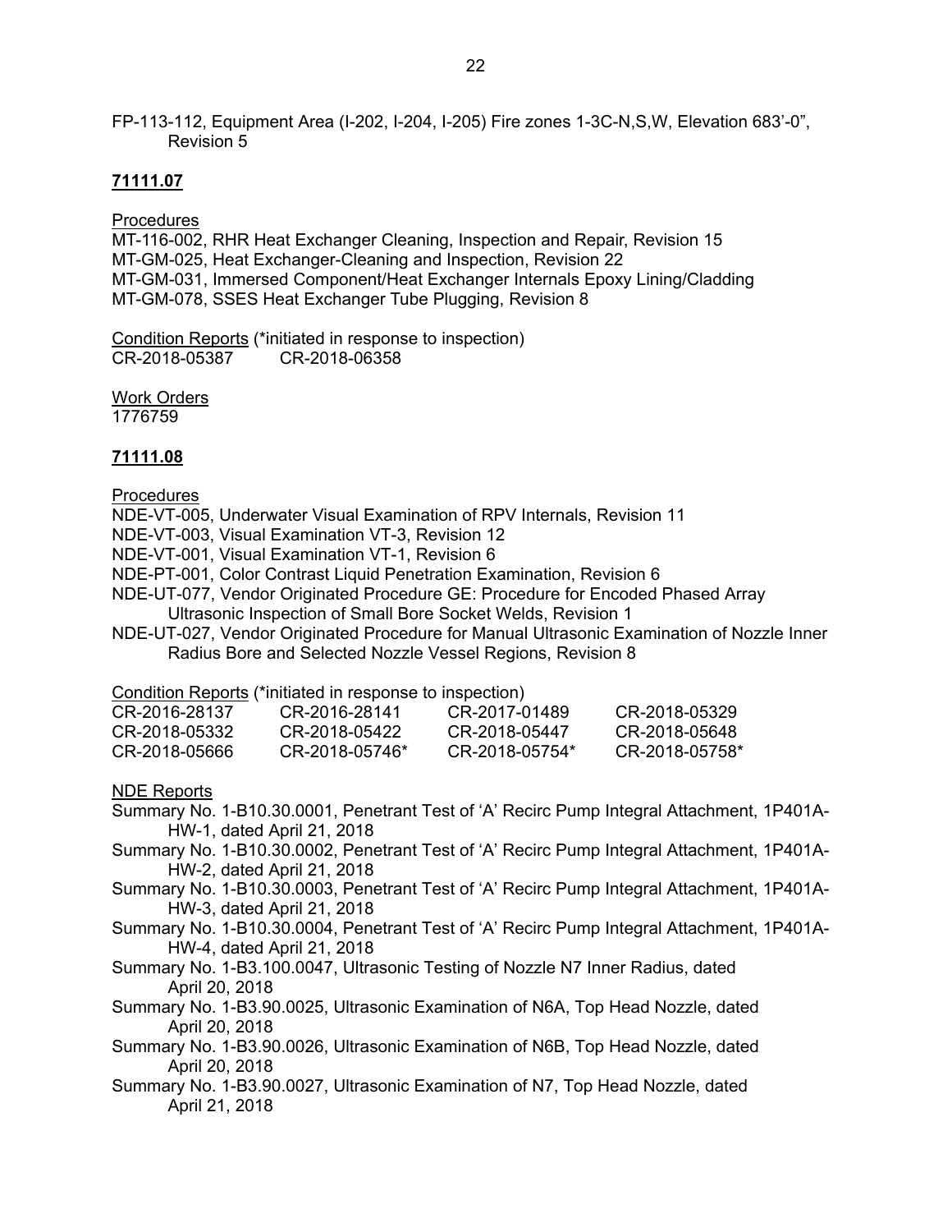FP-113-112, Equipment Area (I-202, I-204, I-205) Fire zones 1-3C-N,S,W, Elevation 683'-0", Revision 5

**71111.07**

Procedures

MT-116-002, RHR Heat Exchanger Cleaning, Inspection and Repair, Revision 15
MT-GM-025, Heat Exchanger-Cleaning and Inspection, Revision 22
MT-GM-031, Immersed Component/Heat Exchanger Internals Epoxy Lining/Cladding
MT-GM-078, SSES Heat Exchanger Tube Plugging, Revision 8

Condition Reports (*initiated in response to inspection)
CR-2018-05387 CR-2018-06358

Work Orders
1776759

**71111.08**

Procedures

NDE-VT-005, Underwater Visual Examination of RPV Internals, Revision 11
NDE-VT-003, Visual Examination VT-3, Revision 12
NDE-VT-001, Visual Examination VT-1, Revision 6
NDE-PT-001, Color Contrast Liquid Penetration Examination, Revision 6
NDE-UT-077, Vendor Originated Procedure GE: Procedure for Encoded Phased Array Ultrasonic Inspection of Small Bore Socket Welds, Revision 1
NDE-UT-027, Vendor Originated Procedure for Manual Ultrasonic Examination of Nozzle Inner Radius Bore and Selected Nozzle Vessel Regions, Revision 8

Condition Reports (*initiated in response to inspection)

| | | | |
|---|---|---|---|
| CR-2016-28137 | CR-2016-28141 | CR-2017-01489 | CR-2018-05329 |
| CR-2018-05332 | CR-2018-05422 | CR-2018-05447 | CR-2018-05648 |
| CR-2018-05666 | CR-2018-05746* | CR-2018-05754* | CR-2018-05758* |

NDE Reports

Summary No. 1-B10.30.0001, Penetrant Test of 'A' Recirc Pump Integral Attachment, 1P401A-HW-1, dated April 21, 2018
Summary No. 1-B10.30.0002, Penetrant Test of 'A' Recirc Pump Integral Attachment, 1P401A-HW-2, dated April 21, 2018
Summary No. 1-B10.30.0003, Penetrant Test of 'A' Recirc Pump Integral Attachment, 1P401A-HW-3, dated April 21, 2018
Summary No. 1-B10.30.0004, Penetrant Test of 'A' Recirc Pump Integral Attachment, 1P401A-HW-4, dated April 21, 2018
Summary No. 1-B3.100.0047, Ultrasonic Testing of Nozzle N7 Inner Radius, dated April 20, 2018
Summary No. 1-B3.90.0025, Ultrasonic Examination of N6A, Top Head Nozzle, dated April 20, 2018
Summary No. 1-B3.90.0026, Ultrasonic Examination of N6B, Top Head Nozzle, dated April 20, 2018
Summary No. 1-B3.90.0027, Ultrasonic Examination of N7, Top Head Nozzle, dated April 21, 2018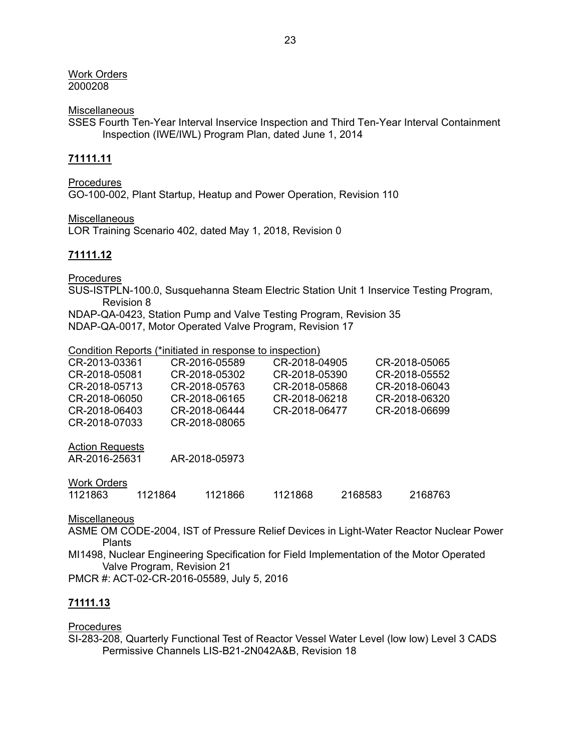Work Orders
2000208

Miscellaneous
SSES Fourth Ten-Year Interval Inservice Inspection and Third Ten-Year Interval Containment Inspection (IWE/IWL) Program Plan, dated June 1, 2014

**71111.11**

Procedures
GO-100-002, Plant Startup, Heatup and Power Operation, Revision 110

Miscellaneous
LOR Training Scenario 402, dated May 1, 2018, Revision 0

**71111.12**

Procedures
SUS-ISTPLN-100.0, Susquehanna Steam Electric Station Unit 1 Inservice Testing Program, Revision 8
NDAP-QA-0423, Station Pump and Valve Testing Program, Revision 35
NDAP-QA-0017, Motor Operated Valve Program, Revision 17

Condition Reports (*initiated in response to inspection)

| | | | |
|---|---|---|---|
| CR-2013-03361 | CR-2016-05589 | CR-2018-04905 | CR-2018-05065 |
| CR-2018-05081 | CR-2018-05302 | CR-2018-05390 | CR-2018-05552 |
| CR-2018-05713 | CR-2018-05763 | CR-2018-05868 | CR-2018-06043 |
| CR-2018-06050 | CR-2018-06165 | CR-2018-06218 | CR-2018-06320 |
| CR-2018-06403 | CR-2018-06444 | CR-2018-06477 | CR-2018-06699 |
| CR-2018-07033 | CR-2018-08065 | | |

Action Requests
AR-2016-25631 AR-2018-05973

Work Orders
1121863 1121864 1121866 1121868 2168583 2168763

Miscellaneous
ASME OM CODE-2004, IST of Pressure Relief Devices in Light-Water Reactor Nuclear Power Plants
MI1498, Nuclear Engineering Specification for Field Implementation of the Motor Operated Valve Program, Revision 21
PMCR #: ACT-02-CR-2016-05589, July 5, 2016

**71111.13**

Procedures
SI-283-208, Quarterly Functional Test of Reactor Vessel Water Level (low low) Level 3 CADS Permissive Channels LIS-B21-2N042A&B, Revision 18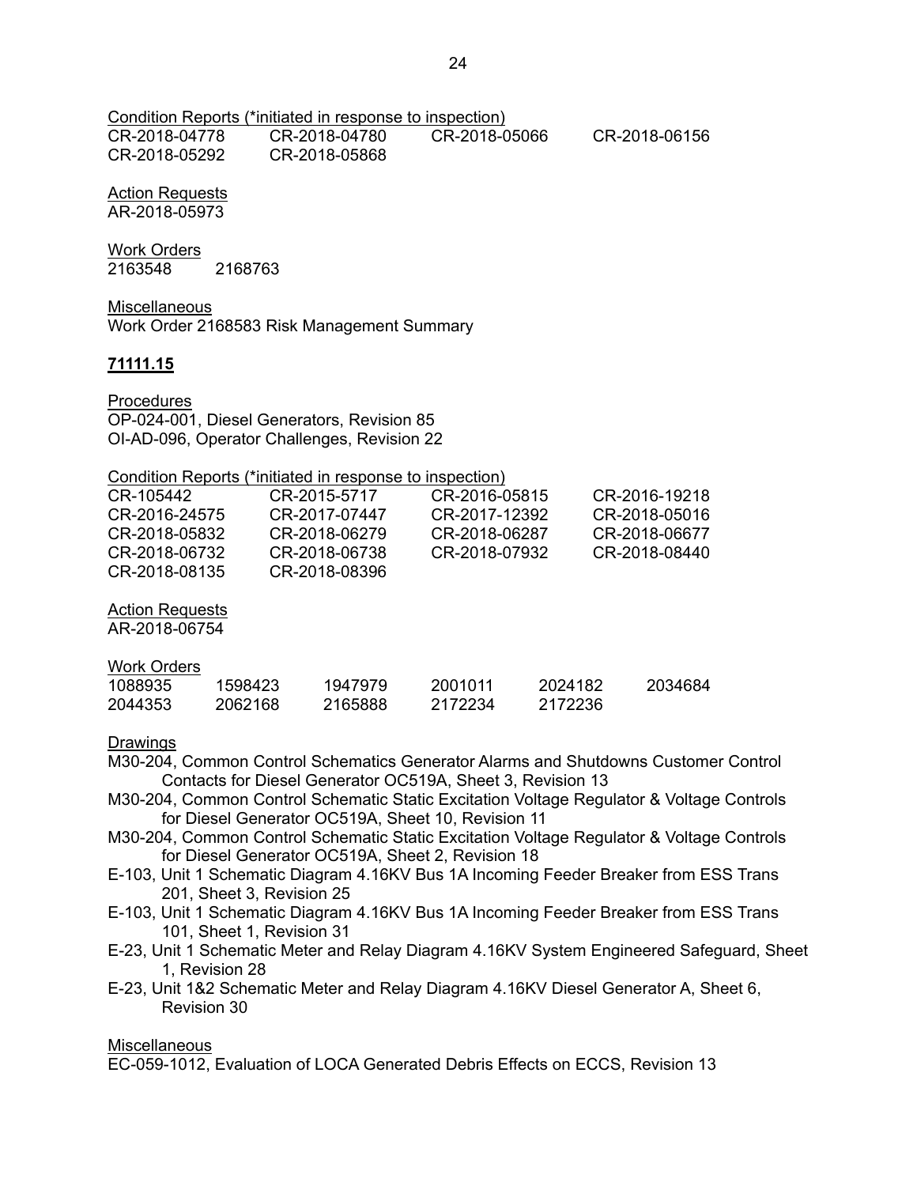Condition Reports (*initiated in response to inspection)

CR-2018-04778 CR-2018-04780 CR-2018-05066 CR-2018-06156
CR-2018-05292 CR-2018-05868

Action Requests

AR-2018-05973

Work Orders

2163548 2168763

Miscellaneous

Work Order 2168583 Risk Management Summary

**71111.15**

Procedures

OP-024-001, Diesel Generators, Revision 85
OI-AD-096, Operator Challenges, Revision 22

Condition Reports (*initiated in response to inspection)

CR-105442 CR-2015-5717 CR-2016-05815 CR-2016-19218
CR-2016-24575 CR-2017-07447 CR-2017-12392 CR-2018-05016
CR-2018-05832 CR-2018-06279 CR-2018-06287 CR-2018-06677
CR-2018-06732 CR-2018-06738 CR-2018-07932 CR-2018-08440
CR-2018-08135 CR-2018-08396

Action Requests

AR-2018-06754

Work Orders

1088935 1598423 1947979 2001011 2024182 2034684
2044353 2062168 2165888 2172234 2172236

Drawings

M30-204, Common Control Schematics Generator Alarms and Shutdowns Customer Control Contacts for Diesel Generator OC519A, Sheet 3, Revision 13
M30-204, Common Control Schematic Static Excitation Voltage Regulator & Voltage Controls for Diesel Generator OC519A, Sheet 10, Revision 11
M30-204, Common Control Schematic Static Excitation Voltage Regulator & Voltage Controls for Diesel Generator OC519A, Sheet 2, Revision 18
E-103, Unit 1 Schematic Diagram 4.16KV Bus 1A Incoming Feeder Breaker from ESS Trans 201, Sheet 3, Revision 25
E-103, Unit 1 Schematic Diagram 4.16KV Bus 1A Incoming Feeder Breaker from ESS Trans 101, Sheet 1, Revision 31
E-23, Unit 1 Schematic Meter and Relay Diagram 4.16KV System Engineered Safeguard, Sheet 1, Revision 28
E-23, Unit 1&2 Schematic Meter and Relay Diagram 4.16KV Diesel Generator A, Sheet 6, Revision 30

Miscellaneous

EC-059-1012, Evaluation of LOCA Generated Debris Effects on ECCS, Revision 13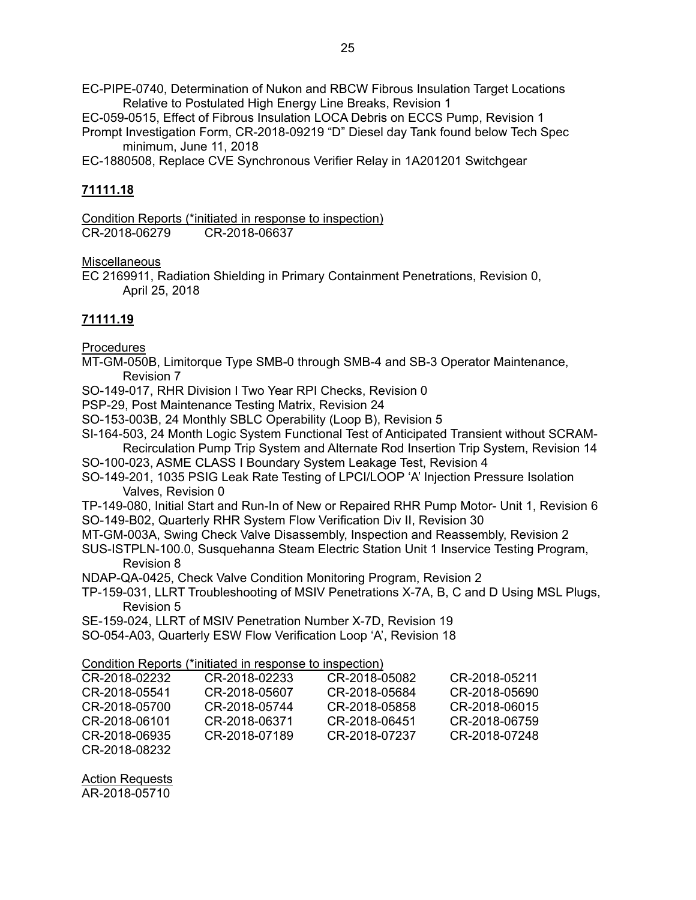EC-PIPE-0740, Determination of Nukon and RBCW Fibrous Insulation Target Locations Relative to Postulated High Energy Line Breaks, Revision 1

EC-059-0515, Effect of Fibrous Insulation LOCA Debris on ECCS Pump, Revision 1

Prompt Investigation Form, CR-2018-09219 "D" Diesel day Tank found below Tech Spec minimum, June 11, 2018

EC-1880508, Replace CVE Synchronous Verifier Relay in 1A201201 Switchgear

**71111.18**

Condition Reports (*initiated in response to inspection)

CR-2018-06279 CR-2018-06637

Miscellaneous

EC 2169911, Radiation Shielding in Primary Containment Penetrations, Revision 0, April 25, 2018

**71111.19**

Procedures

MT-GM-050B, Limitorque Type SMB-0 through SMB-4 and SB-3 Operator Maintenance, Revision 7

SO-149-017, RHR Division I Two Year RPI Checks, Revision 0

PSP-29, Post Maintenance Testing Matrix, Revision 24

SO-153-003B, 24 Monthly SBLC Operability (Loop B), Revision 5

SI-164-503, 24 Month Logic System Functional Test of Anticipated Transient without SCRAM-Recirculation Pump Trip System and Alternate Rod Insertion Trip System, Revision 14

SO-100-023, ASME CLASS I Boundary System Leakage Test, Revision 4

SO-149-201, 1035 PSIG Leak Rate Testing of LPCI/LOOP 'A' Injection Pressure Isolation Valves, Revision 0

TP-149-080, Initial Start and Run-In of New or Repaired RHR Pump Motor- Unit 1, Revision 6

SO-149-B02, Quarterly RHR System Flow Verification Div II, Revision 30

MT-GM-003A, Swing Check Valve Disassembly, Inspection and Reassembly, Revision 2

SUS-ISTPLN-100.0, Susquehanna Steam Electric Station Unit 1 Inservice Testing Program, Revision 8

NDAP-QA-0425, Check Valve Condition Monitoring Program, Revision 2

TP-159-031, LLRT Troubleshooting of MSIV Penetrations X-7A, B, C and D Using MSL Plugs, Revision 5

SE-159-024, LLRT of MSIV Penetration Number X-7D, Revision 19

SO-054-A03, Quarterly ESW Flow Verification Loop 'A', Revision 18

Condition Reports (*initiated in response to inspection)

CR-2018-02232 CR-2018-02233 CR-2018-05082 CR-2018-05211
CR-2018-05541 CR-2018-05607 CR-2018-05684 CR-2018-05690
CR-2018-05700 CR-2018-05744 CR-2018-05858 CR-2018-06015
CR-2018-06101 CR-2018-06371 CR-2018-06451 CR-2018-06759
CR-2018-06935 CR-2018-07189 CR-2018-07237 CR-2018-07248
CR-2018-08232

Action Requests

AR-2018-05710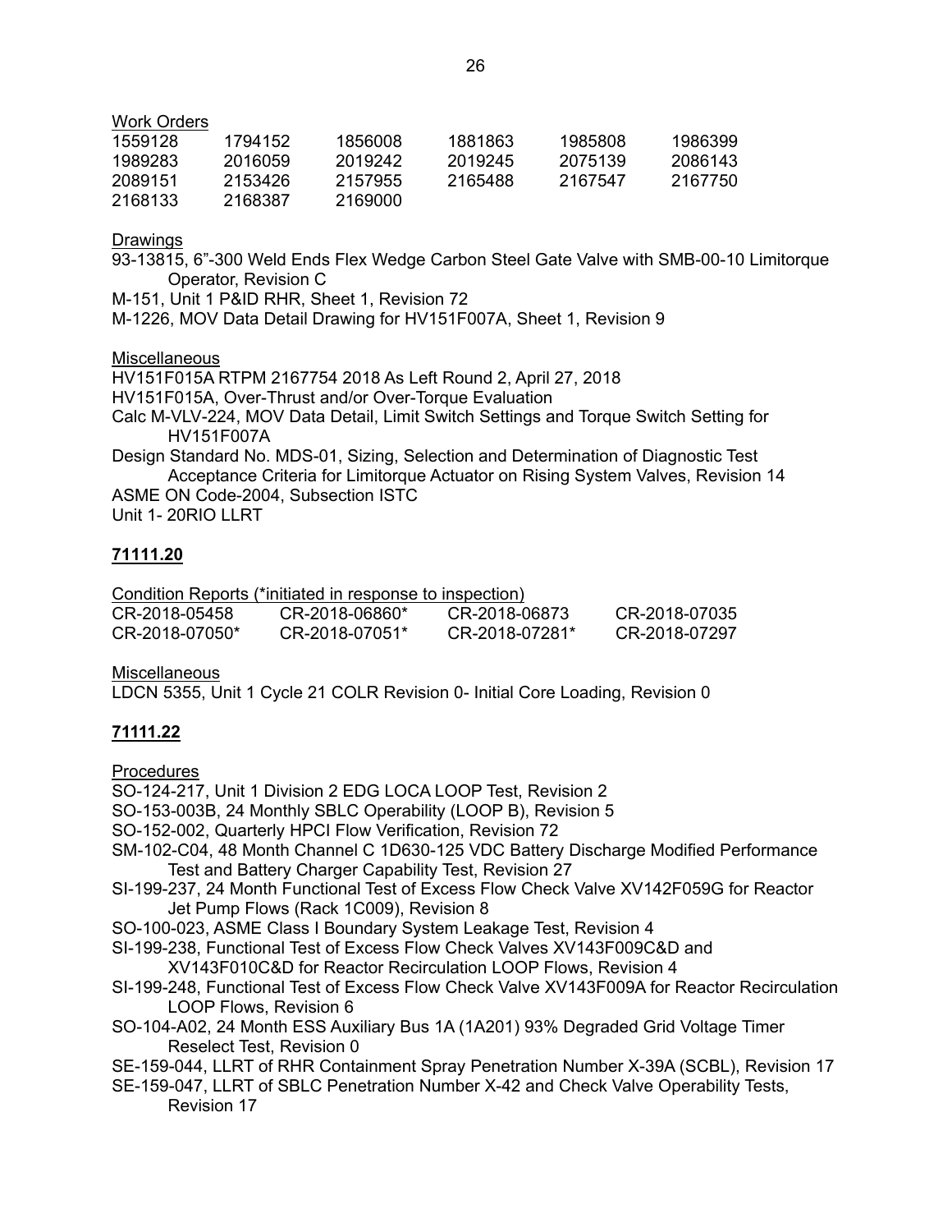Work Orders

| | | | | | |
|---|---|---|---|---|---|
| 1559128 | 1794152 | 1856008 | 1881863 | 1985808 | 1986399 |
| 1989283 | 2016059 | 2019242 | 2019245 | 2075139 | 2086143 |
| 2089151 | 2153426 | 2157955 | 2165488 | 2167547 | 2167750 |
| 2168133 | 2168387 | 2169000 | | | |

Drawings

93-13815, 6"-300 Weld Ends Flex Wedge Carbon Steel Gate Valve with SMB-00-10 Limitorque Operator, Revision C

M-151, Unit 1 P&ID RHR, Sheet 1, Revision 72

M-1226, MOV Data Detail Drawing for HV151F007A, Sheet 1, Revision 9

Miscellaneous

HV151F015A RTPM 2167754 2018 As Left Round 2, April 27, 2018

HV151F015A, Over-Thrust and/or Over-Torque Evaluation

Calc M-VLV-224, MOV Data Detail, Limit Switch Settings and Torque Switch Setting for HV151F007A

Design Standard No. MDS-01, Sizing, Selection and Determination of Diagnostic Test Acceptance Criteria for Limitorque Actuator on Rising System Valves, Revision 14

ASME ON Code-2004, Subsection ISTC

Unit 1- 20RIO LLRT

## 71111.20

Condition Reports (*initiated in response to inspection)

| | | | |
|---|---|---|---|
| CR-2018-05458 | CR-2018-06860* | CR-2018-06873 | CR-2018-07035 |
| CR-2018-07050* | CR-2018-07051* | CR-2018-07281* | CR-2018-07297 |

Miscellaneous

LDCN 5355, Unit 1 Cycle 21 COLR Revision 0- Initial Core Loading, Revision 0

## 71111.22

Procedures

SO-124-217, Unit 1 Division 2 EDG LOCA LOOP Test, Revision 2

SO-153-003B, 24 Monthly SBLC Operability (LOOP B), Revision 5

SO-152-002, Quarterly HPCI Flow Verification, Revision 72

SM-102-C04, 48 Month Channel C 1D630-125 VDC Battery Discharge Modified Performance Test and Battery Charger Capability Test, Revision 27

SI-199-237, 24 Month Functional Test of Excess Flow Check Valve XV142F059G for Reactor Jet Pump Flows (Rack 1C009), Revision 8

SO-100-023, ASME Class I Boundary System Leakage Test, Revision 4

SI-199-238, Functional Test of Excess Flow Check Valves XV143F009C&D and XV143F010C&D for Reactor Recirculation LOOP Flows, Revision 4

SI-199-248, Functional Test of Excess Flow Check Valve XV143F009A for Reactor Recirculation LOOP Flows, Revision 6

SO-104-A02, 24 Month ESS Auxiliary Bus 1A (1A201) 93% Degraded Grid Voltage Timer Reselect Test, Revision 0

SE-159-044, LLRT of RHR Containment Spray Penetration Number X-39A (SCBL), Revision 17

SE-159-047, LLRT of SBLC Penetration Number X-42 and Check Valve Operability Tests, Revision 17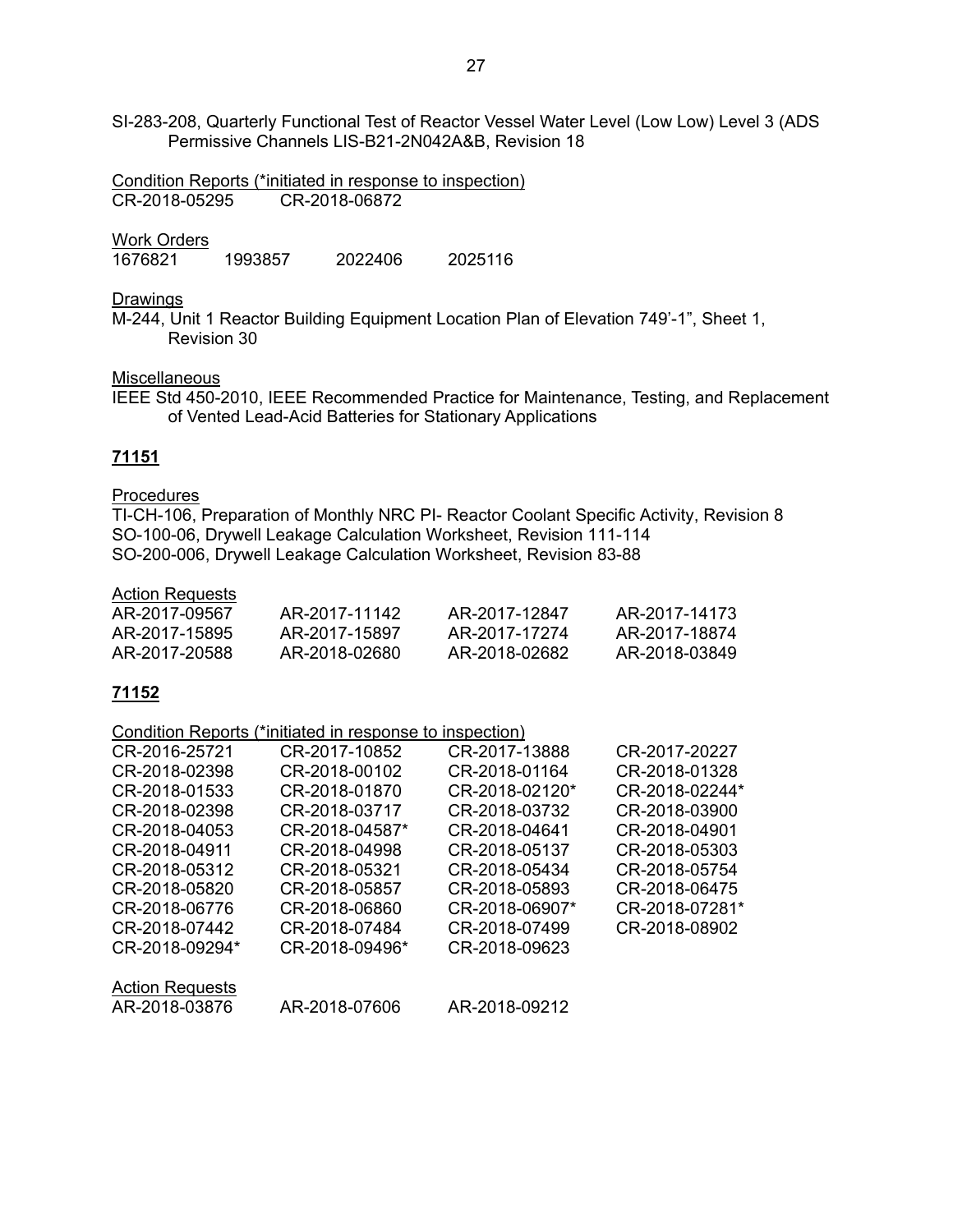SI-283-208, Quarterly Functional Test of Reactor Vessel Water Level (Low Low) Level 3 (ADS Permissive Channels LIS-B21-2N042A&B, Revision 18

Condition Reports (*initiated in response to inspection)

| | |
|---|---|
| CR-2018-05295 | CR-2018-06872 |

Work Orders

| | | | |
|---|---|---|---|
| 1676821 | 1993857 | 2022406 | 2025116 |

Drawings

M-244, Unit 1 Reactor Building Equipment Location Plan of Elevation 749'-1", Sheet 1, Revision 30

Miscellaneous

IEEE Std 450-2010, IEEE Recommended Practice for Maintenance, Testing, and Replacement of Vented Lead-Acid Batteries for Stationary Applications

**71151**

Procedures

TI-CH-106, Preparation of Monthly NRC PI- Reactor Coolant Specific Activity, Revision 8
SO-100-06, Drywell Leakage Calculation Worksheet, Revision 111-114
SO-200-006, Drywell Leakage Calculation Worksheet, Revision 83-88

Action Requests

| | | | |
|---|---|---|---|
| AR-2017-09567 | AR-2017-11142 | AR-2017-12847 | AR-2017-14173 |
| AR-2017-15895 | AR-2017-15897 | AR-2017-17274 | AR-2017-18874 |
| AR-2017-20588 | AR-2018-02680 | AR-2018-02682 | AR-2018-03849 |

**71152**

Condition Reports (*initiated in response to inspection)

| | | | |
|---|---|---|---|
| CR-2016-25721 | CR-2017-10852 | CR-2017-13888 | CR-2017-20227 |
| CR-2018-02398 | CR-2018-00102 | CR-2018-01164 | CR-2018-01328 |
| CR-2018-01533 | CR-2018-01870 | CR-2018-02120* | CR-2018-02244* |
| CR-2018-02398 | CR-2018-03717 | CR-2018-03732 | CR-2018-03900 |
| CR-2018-04053 | CR-2018-04587* | CR-2018-04641 | CR-2018-04901 |
| CR-2018-04911 | CR-2018-04998 | CR-2018-05137 | CR-2018-05303 |
| CR-2018-05312 | CR-2018-05321 | CR-2018-05434 | CR-2018-05754 |
| CR-2018-05820 | CR-2018-05857 | CR-2018-05893 | CR-2018-06475 |
| CR-2018-06776 | CR-2018-06860 | CR-2018-06907* | CR-2018-07281* |
| CR-2018-07442 | CR-2018-07484 | CR-2018-07499 | CR-2018-08902 |
| CR-2018-09294* | CR-2018-09496* | CR-2018-09623 | |

Action Requests

| | | |
|---|---|---|
| AR-2018-03876 | AR-2018-07606 | AR-2018-09212 |